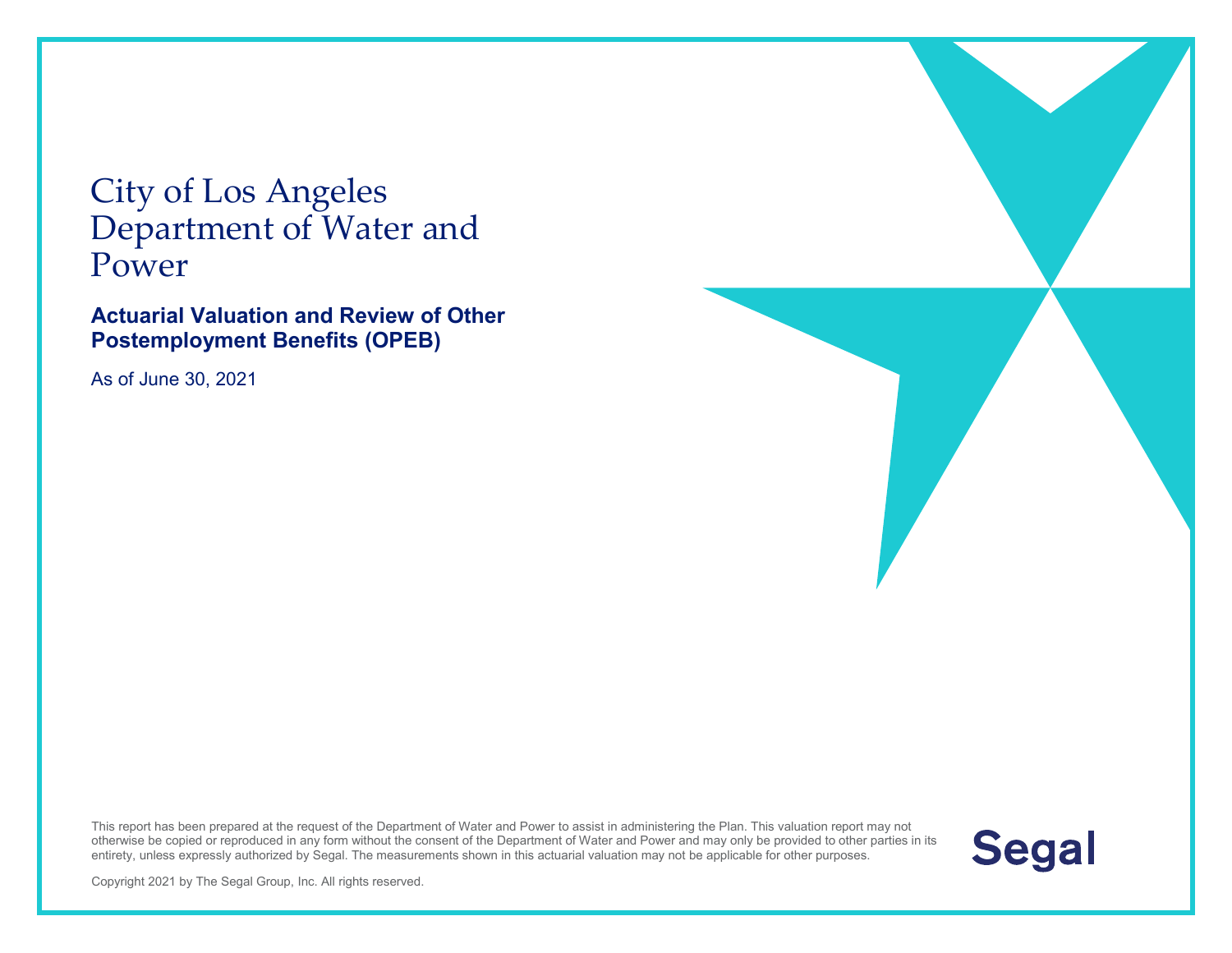# City of Los Angeles Department of Water and Power

## Actuarial Valuation and Review of Other Postemployment Benefits (OPEB)

As of June 30, 2021

This report has been prepared at the request of the Department of Water and Power to assist in administering the Plan. This valuation report may not otherwise be copied or reproduced in any form without the consent of the Department of Water and Power and may only be provided to other parties in its entirety, unless expressly authorized by Segal. The measurements shown in this actuarial valuation may not be applicable for other purposes.

Copyright 2021 by The Segal Group, Inc. All rights reserved.

Segal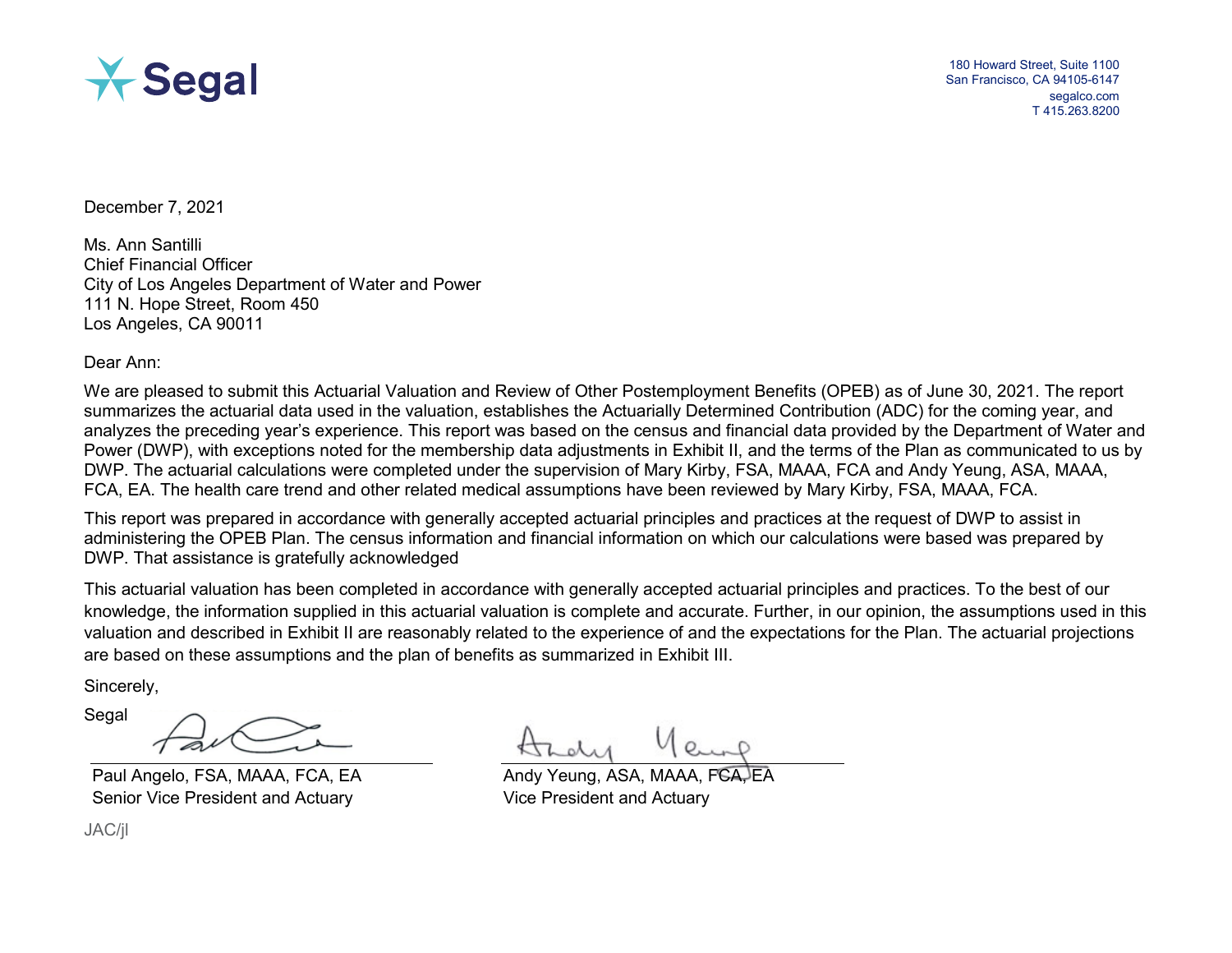Segal

180 Howard Street, Suite 1100
San Francisco, CA 94105-6147
segalco.com
T 415.263.8200

December 7, 2021

Ms. Ann Santilli
Chief Financial Officer
City of Los Angeles Department of Water and Power
111 N. Hope Street, Room 450
Los Angeles, CA 90011

Dear Ann:

We are pleased to submit this Actuarial Valuation and Review of Other Postemployment Benefits (OPEB) as of June 30, 2021. The report summarizes the actuarial data used in the valuation, establishes the Actuarially Determined Contribution (ADC) for the coming year, and analyzes the preceding year's experience. This report was based on the census and financial data provided by the Department of Water and Power (DWP), with exceptions noted for the membership data adjustments in Exhibit II, and the terms of the Plan as communicated to us by DWP. The actuarial calculations were completed under the supervision of Mary Kirby, FSA, MAAA, FCA and Andy Yeung, ASA, MAAA, FCA, EA. The health care trend and other related medical assumptions have been reviewed by Mary Kirby, FSA, MAAA, FCA.

This report was prepared in accordance with generally accepted actuarial principles and practices at the request of DWP to assist in administering the OPEB Plan. The census information and financial information on which our calculations were based was prepared by DWP. That assistance is gratefully acknowledged

This actuarial valuation has been completed in accordance with generally accepted actuarial principles and practices. To the best of our knowledge, the information supplied in this actuarial valuation is complete and accurate. Further, in our opinion, the assumptions used in this valuation and described in Exhibit II are reasonably related to the experience of and the expectations for the Plan. The actuarial projections are based on these assumptions and the plan of benefits as summarized in Exhibit III.

Sincerely,

Segal

Paul Angelo, FSA, MAAA, FCA, EA
Senior Vice President and Actuary

Andy Yeung, ASA, MAAA, FCA, EA
Vice President and Actuary

JAC/jl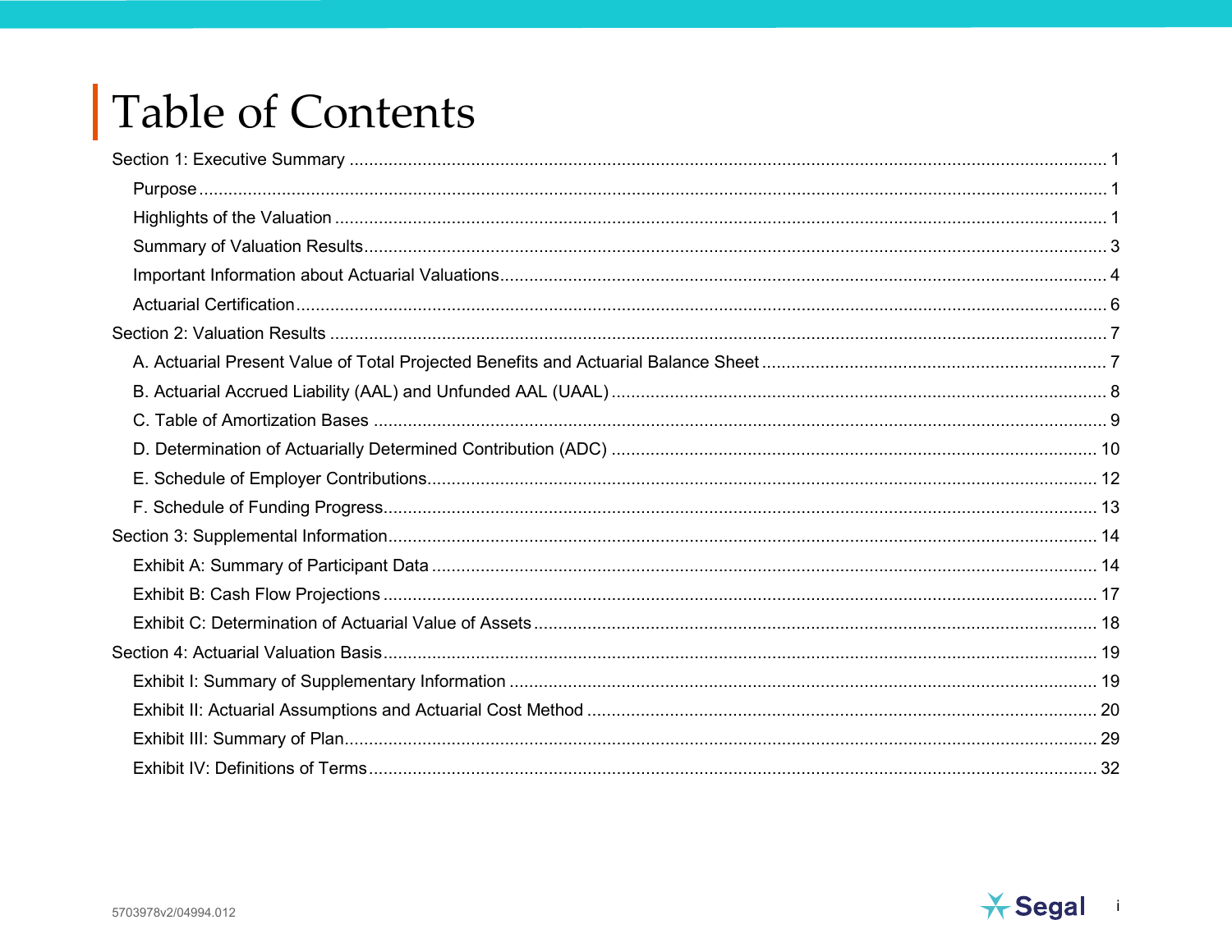# Table of Contents

- Section 1: Executive Summary ..... 1
  - Purpose ..... 1
  - Highlights of the Valuation ..... 1
  - Summary of Valuation Results ..... 3
  - Important Information about Actuarial Valuations ..... 4
  - Actuarial Certification ..... 6
- Section 2: Valuation Results ..... 7
  - A. Actuarial Present Value of Total Projected Benefits and Actuarial Balance Sheet ..... 7
  - B. Actuarial Accrued Liability (AAL) and Unfunded AAL (UAAL) ..... 8
  - C. Table of Amortization Bases ..... 9
  - D. Determination of Actuarially Determined Contribution (ADC) ..... 10
  - E. Schedule of Employer Contributions ..... 12
  - F. Schedule of Funding Progress ..... 13
- Section 3: Supplemental Information ..... 14
  - Exhibit A: Summary of Participant Data ..... 14
  - Exhibit B: Cash Flow Projections ..... 17
  - Exhibit C: Determination of Actuarial Value of Assets ..... 18
- Section 4: Actuarial Valuation Basis ..... 19
  - Exhibit I: Summary of Supplementary Information ..... 19
  - Exhibit II: Actuarial Assumptions and Actuarial Cost Method ..... 20
  - Exhibit III: Summary of Plan ..... 29
  - Exhibit IV: Definitions of Terms ..... 32

5703978v2/04994.012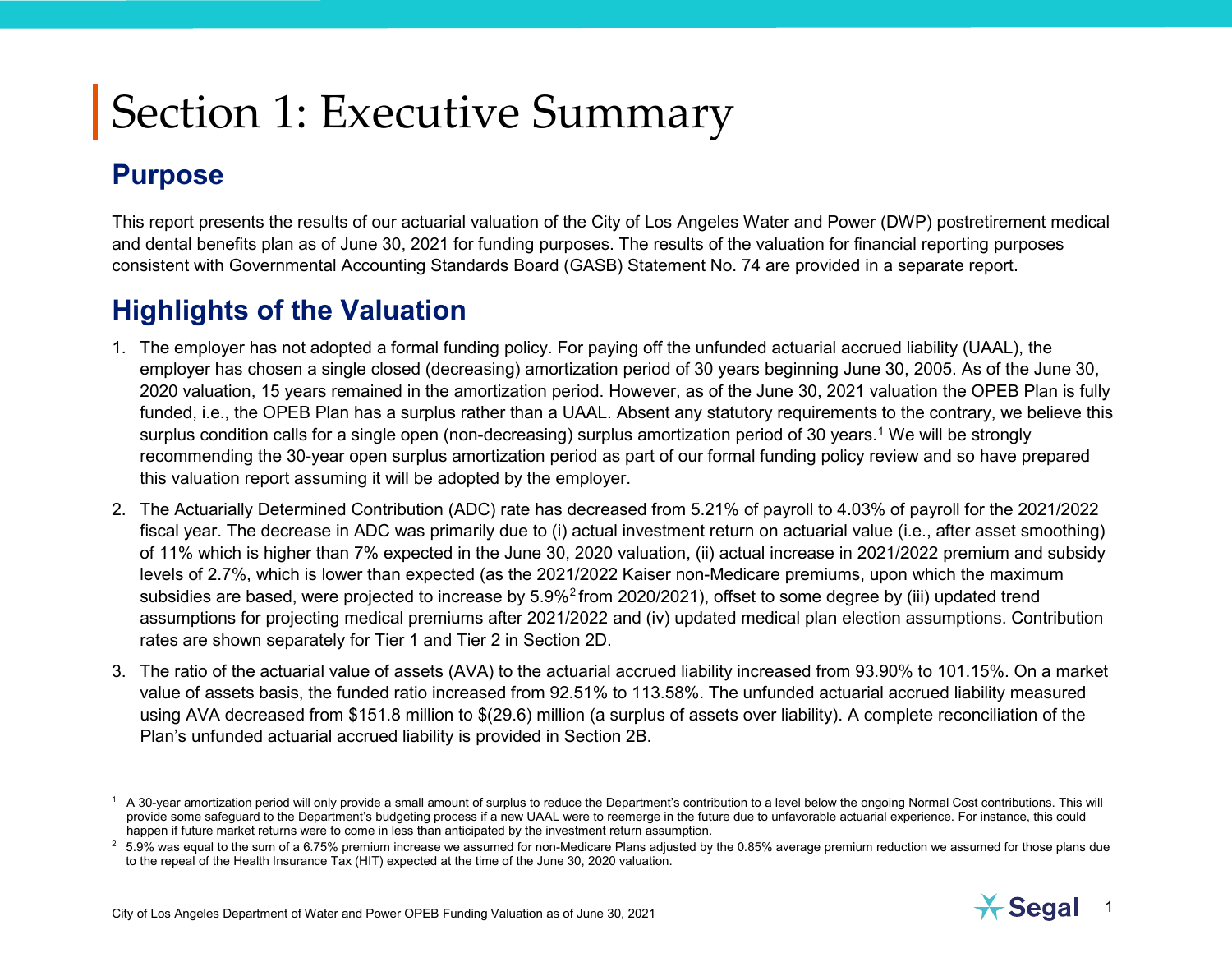# Section 1: Executive Summary

## Purpose

This report presents the results of our actuarial valuation of the City of Los Angeles Water and Power (DWP) postretirement medical and dental benefits plan as of June 30, 2021 for funding purposes. The results of the valuation for financial reporting purposes consistent with Governmental Accounting Standards Board (GASB) Statement No. 74 are provided in a separate report.

## Highlights of the Valuation

1. The employer has not adopted a formal funding policy. For paying off the unfunded actuarial accrued liability (UAAL), the employer has chosen a single closed (decreasing) amortization period of 30 years beginning June 30, 2005. As of the June 30, 2020 valuation, 15 years remained in the amortization period. However, as of the June 30, 2021 valuation the OPEB Plan is fully funded, i.e., the OPEB Plan has a surplus rather than a UAAL. Absent any statutory requirements to the contrary, we believe this surplus condition calls for a single open (non-decreasing) surplus amortization period of 30 years.[1] We will be strongly recommending the 30-year open surplus amortization period as part of our formal funding policy review and so have prepared this valuation report assuming it will be adopted by the employer.
2. The Actuarially Determined Contribution (ADC) rate has decreased from 5.21% of payroll to 4.03% of payroll for the 2021/2022 fiscal year. The decrease in ADC was primarily due to (i) actual investment return on actuarial value (i.e., after asset smoothing) of 11% which is higher than 7% expected in the June 30, 2020 valuation, (ii) actual increase in 2021/2022 premium and subsidy levels of 2.7%, which is lower than expected (as the 2021/2022 Kaiser non-Medicare premiums, upon which the maximum subsidies are based, were projected to increase by 5.9%[2] from 2020/2021), offset to some degree by (iii) updated trend assumptions for projecting medical premiums after 2021/2022 and (iv) updated medical plan election assumptions. Contribution rates are shown separately for Tier 1 and Tier 2 in Section 2D.
3. The ratio of the actuarial value of assets (AVA) to the actuarial accrued liability increased from 93.90% to 101.15%. On a market value of assets basis, the funded ratio increased from 92.51% to 113.58%. The unfunded actuarial accrued liability measured using AVA decreased from $151.8 million to $(29.6) million (a surplus of assets over liability). A complete reconciliation of the Plan's unfunded actuarial accrued liability is provided in Section 2B.

---

[1] A 30-year amortization period will only provide a small amount of surplus to reduce the Department's contribution to a level below the ongoing Normal Cost contributions. This will provide some safeguard to the Department's budgeting process if a new UAAL were to reemerge in the future due to unfavorable actuarial experience. For instance, this could happen if future market returns were to come in less than anticipated by the investment return assumption.

[2] 5.9% was equal to the sum of a 6.75% premium increase we assumed for non-Medicare Plans adjusted by the 0.85% average premium reduction we assumed for those plans due to the repeal of the Health Insurance Tax (HIT) expected at the time of the June 30, 2020 valuation.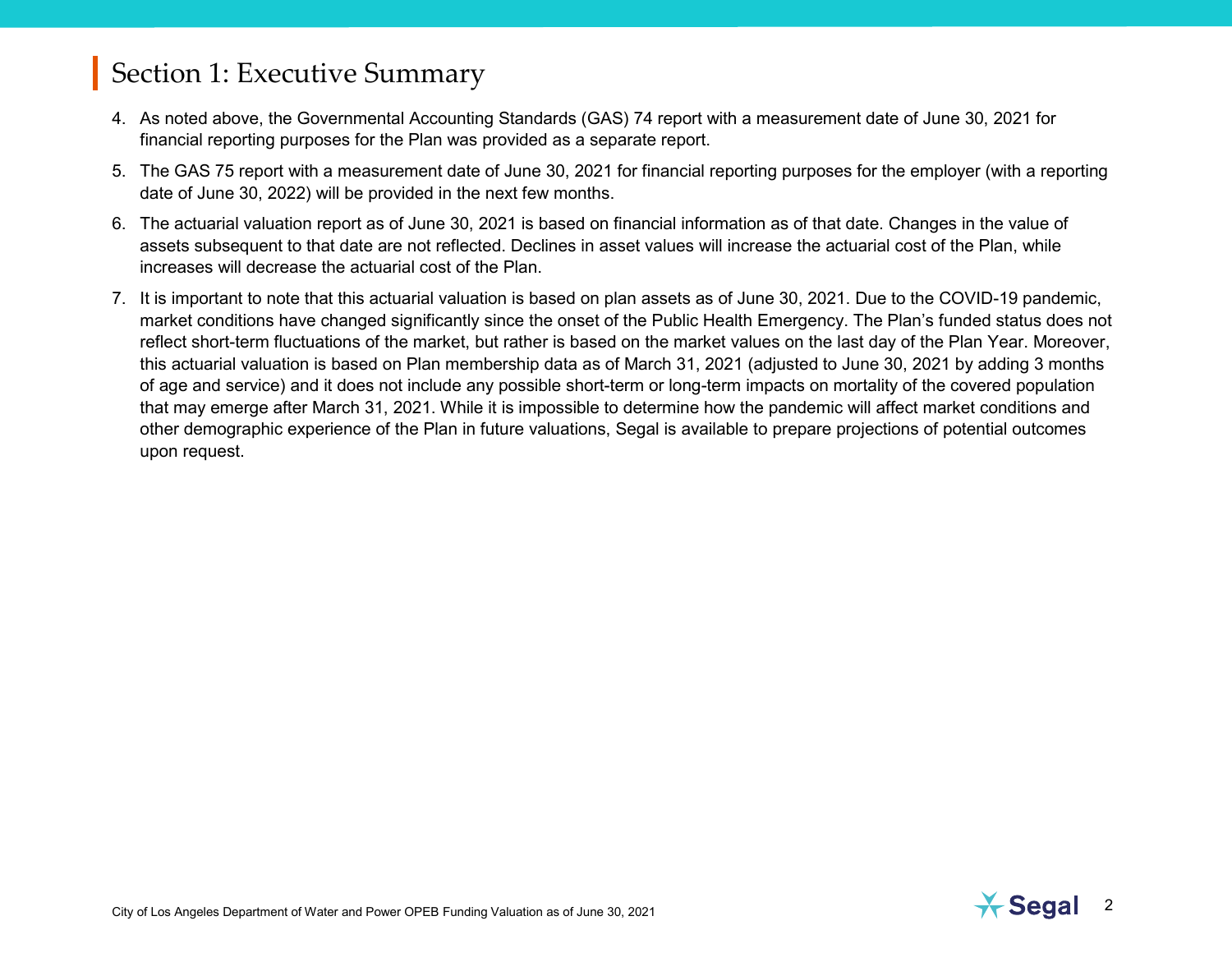## Section 1: Executive Summary

4. As noted above, the Governmental Accounting Standards (GAS) 74 report with a measurement date of June 30, 2021 for financial reporting purposes for the Plan was provided as a separate report.
5. The GAS 75 report with a measurement date of June 30, 2021 for financial reporting purposes for the employer (with a reporting date of June 30, 2022) will be provided in the next few months.
6. The actuarial valuation report as of June 30, 2021 is based on financial information as of that date. Changes in the value of assets subsequent to that date are not reflected. Declines in asset values will increase the actuarial cost of the Plan, while increases will decrease the actuarial cost of the Plan.
7. It is important to note that this actuarial valuation is based on plan assets as of June 30, 2021. Due to the COVID-19 pandemic, market conditions have changed significantly since the onset of the Public Health Emergency. The Plan's funded status does not reflect short-term fluctuations of the market, but rather is based on the market values on the last day of the Plan Year. Moreover, this actuarial valuation is based on Plan membership data as of March 31, 2021 (adjusted to June 30, 2021 by adding 3 months of age and service) and it does not include any possible short-term or long-term impacts on mortality of the covered population that may emerge after March 31, 2021. While it is impossible to determine how the pandemic will affect market conditions and other demographic experience of the Plan in future valuations, Segal is available to prepare projections of potential outcomes upon request.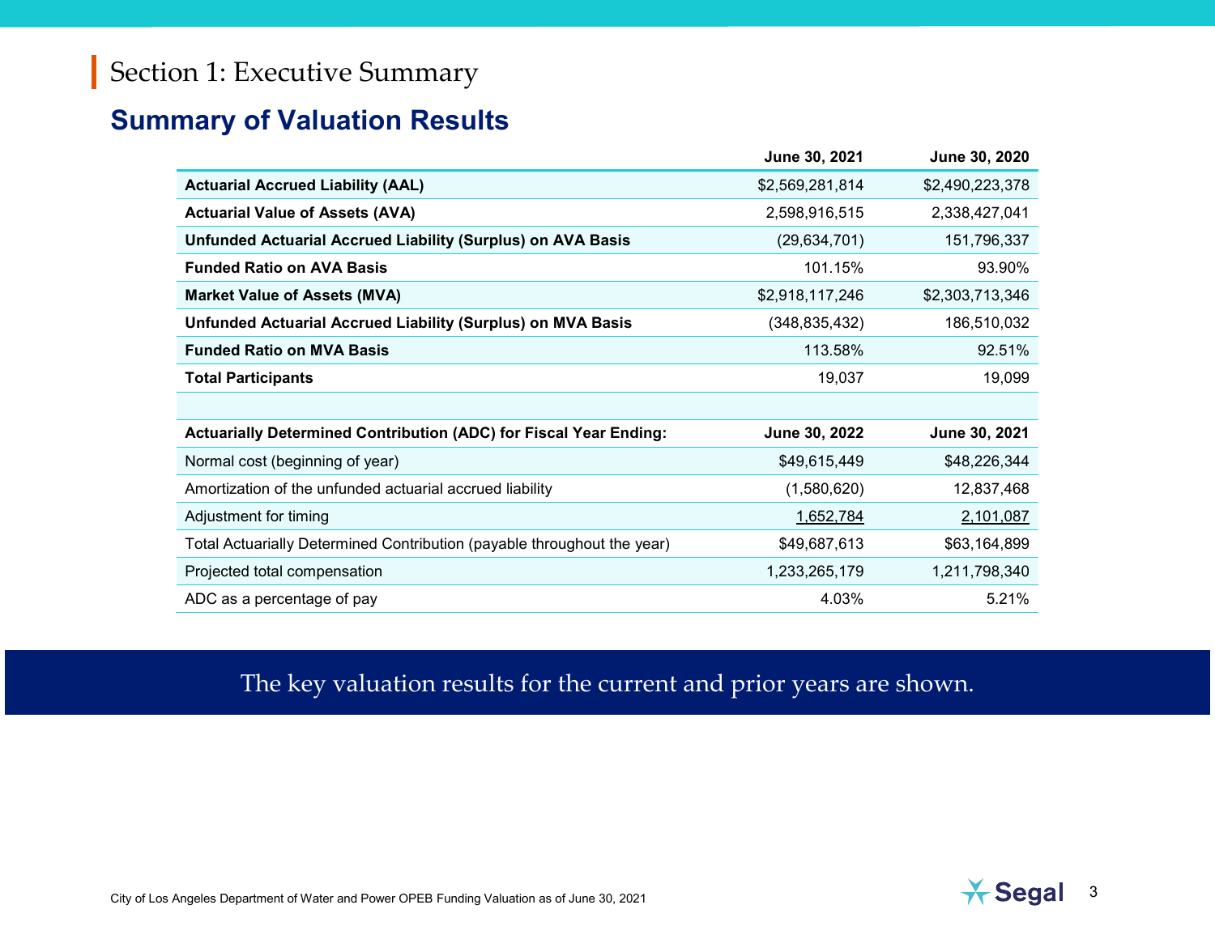# Section 1: Executive Summary

## Summary of Valuation Results

| | June 30, 2021 | June 30, 2020 |
|---|---|---|
| **Actuarial Accrued Liability (AAL)** | $2,569,281,814 | $2,490,223,378 |
| **Actuarial Value of Assets (AVA)** | 2,598,916,515 | 2,338,427,041 |
| **Unfunded Actuarial Accrued Liability (Surplus) on AVA Basis** | (29,634,701) | 151,796,337 |
| **Funded Ratio on AVA Basis** | 101.15% | 93.90% |
| **Market Value of Assets (MVA)** | $2,918,117,246 | $2,303,713,346 |
| **Unfunded Actuarial Accrued Liability (Surplus) on MVA Basis** | (348,835,432) | 186,510,032 |
| **Funded Ratio on MVA Basis** | 113.58% | 92.51% |
| **Total Participants** | 19,037 | 19,099 |
| | | |
| **Actuarially Determined Contribution (ADC) for Fiscal Year Ending:** | **June 30, 2022** | **June 30, 2021** |
| Normal cost (beginning of year) | $49,615,449 | $48,226,344 |
| Amortization of the unfunded actuarial accrued liability | (1,580,620) | 12,837,468 |
| Adjustment for timing | 1,652,784 | 2,101,087 |
| Total Actuarially Determined Contribution (payable throughout the year) | $49,687,613 | $63,164,899 |
| Projected total compensation | 1,233,265,179 | 1,211,798,340 |
| ADC as a percentage of pay | 4.03% | 5.21% |

The key valuation results for the current and prior years are shown.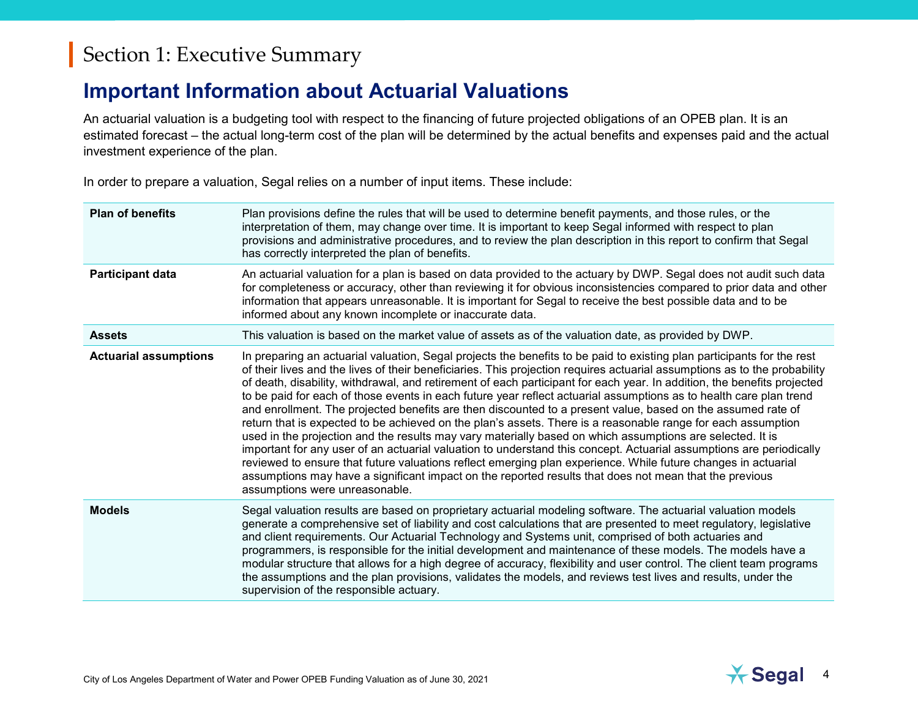# Section 1: Executive Summary

## Important Information about Actuarial Valuations

An actuarial valuation is a budgeting tool with respect to the financing of future projected obligations of an OPEB plan. It is an estimated forecast – the actual long-term cost of the plan will be determined by the actual benefits and expenses paid and the actual investment experience of the plan.

In order to prepare a valuation, Segal relies on a number of input items. These include:

| | |
|---|---|
| **Plan of benefits** | Plan provisions define the rules that will be used to determine benefit payments, and those rules, or the interpretation of them, may change over time. It is important to keep Segal informed with respect to plan provisions and administrative procedures, and to review the plan description in this report to confirm that Segal has correctly interpreted the plan of benefits. |
| **Participant data** | An actuarial valuation for a plan is based on data provided to the actuary by DWP. Segal does not audit such data for completeness or accuracy, other than reviewing it for obvious inconsistencies compared to prior data and other information that appears unreasonable. It is important for Segal to receive the best possible data and to be informed about any known incomplete or inaccurate data. |
| **Assets** | This valuation is based on the market value of assets as of the valuation date, as provided by DWP. |
| **Actuarial assumptions** | In preparing an actuarial valuation, Segal projects the benefits to be paid to existing plan participants for the rest of their lives and the lives of their beneficiaries. This projection requires actuarial assumptions as to the probability of death, disability, withdrawal, and retirement of each participant for each year. In addition, the benefits projected to be paid for each of those events in each future year reflect actuarial assumptions as to health care plan trend and enrollment. The projected benefits are then discounted to a present value, based on the assumed rate of return that is expected to be achieved on the plan's assets. There is a reasonable range for each assumption used in the projection and the results may vary materially based on which assumptions are selected. It is important for any user of an actuarial valuation to understand this concept. Actuarial assumptions are periodically reviewed to ensure that future valuations reflect emerging plan experience. While future changes in actuarial assumptions may have a significant impact on the reported results that does not mean that the previous assumptions were unreasonable. |
| **Models** | Segal valuation results are based on proprietary actuarial modeling software. The actuarial valuation models generate a comprehensive set of liability and cost calculations that are presented to meet regulatory, legislative and client requirements. Our Actuarial Technology and Systems unit, comprised of both actuaries and programmers, is responsible for the initial development and maintenance of these models. The models have a modular structure that allows for a high degree of accuracy, flexibility and user control. The client team programs the assumptions and the plan provisions, validates the models, and reviews test lives and results, under the supervision of the responsible actuary. |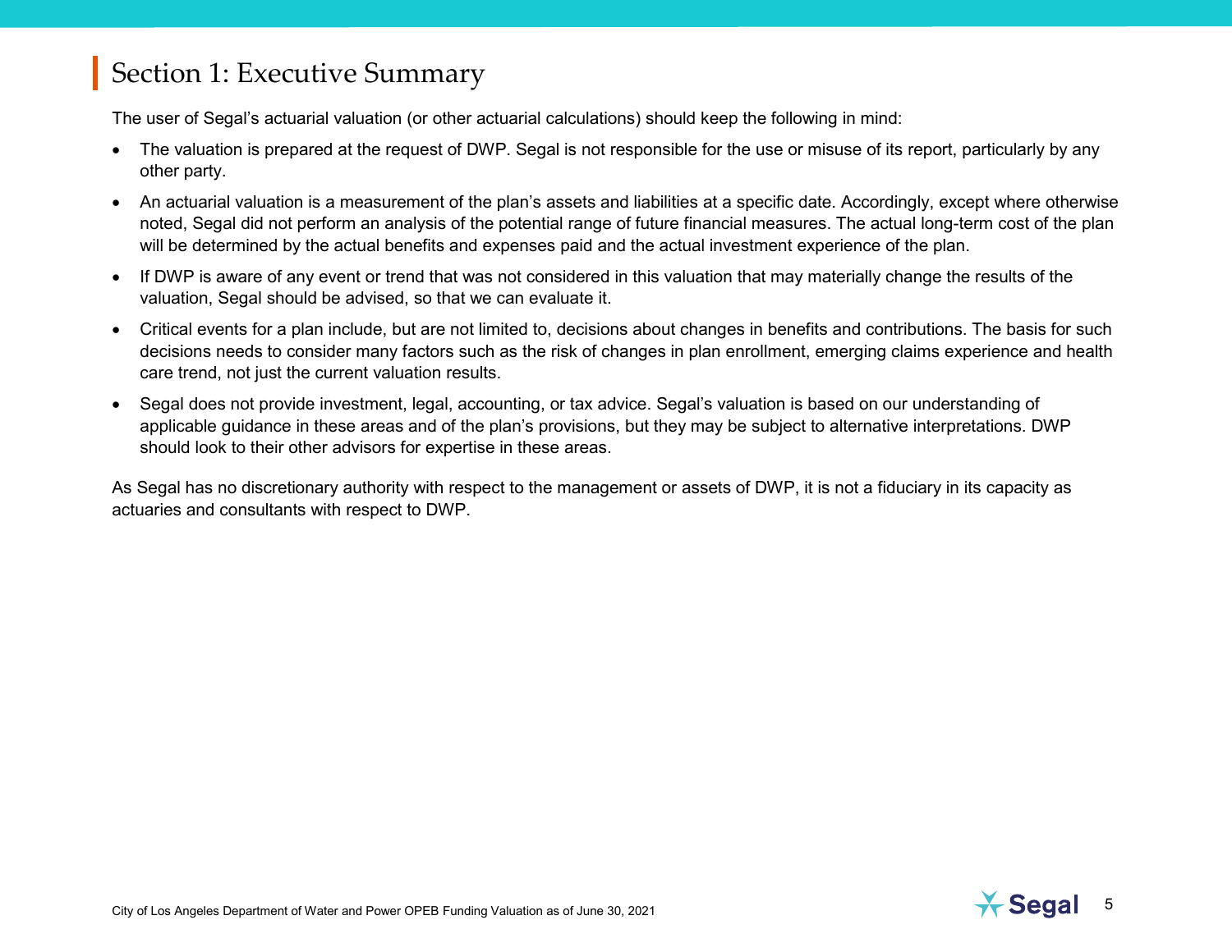# Section 1: Executive Summary

The user of Segal's actuarial valuation (or other actuarial calculations) should keep the following in mind:

- The valuation is prepared at the request of DWP. Segal is not responsible for the use or misuse of its report, particularly by any other party.
- An actuarial valuation is a measurement of the plan's assets and liabilities at a specific date. Accordingly, except where otherwise noted, Segal did not perform an analysis of the potential range of future financial measures. The actual long-term cost of the plan will be determined by the actual benefits and expenses paid and the actual investment experience of the plan.
- If DWP is aware of any event or trend that was not considered in this valuation that may materially change the results of the valuation, Segal should be advised, so that we can evaluate it.
- Critical events for a plan include, but are not limited to, decisions about changes in benefits and contributions. The basis for such decisions needs to consider many factors such as the risk of changes in plan enrollment, emerging claims experience and health care trend, not just the current valuation results.
- Segal does not provide investment, legal, accounting, or tax advice. Segal's valuation is based on our understanding of applicable guidance in these areas and of the plan's provisions, but they may be subject to alternative interpretations. DWP should look to their other advisors for expertise in these areas.

As Segal has no discretionary authority with respect to the management or assets of DWP, it is not a fiduciary in its capacity as actuaries and consultants with respect to DWP.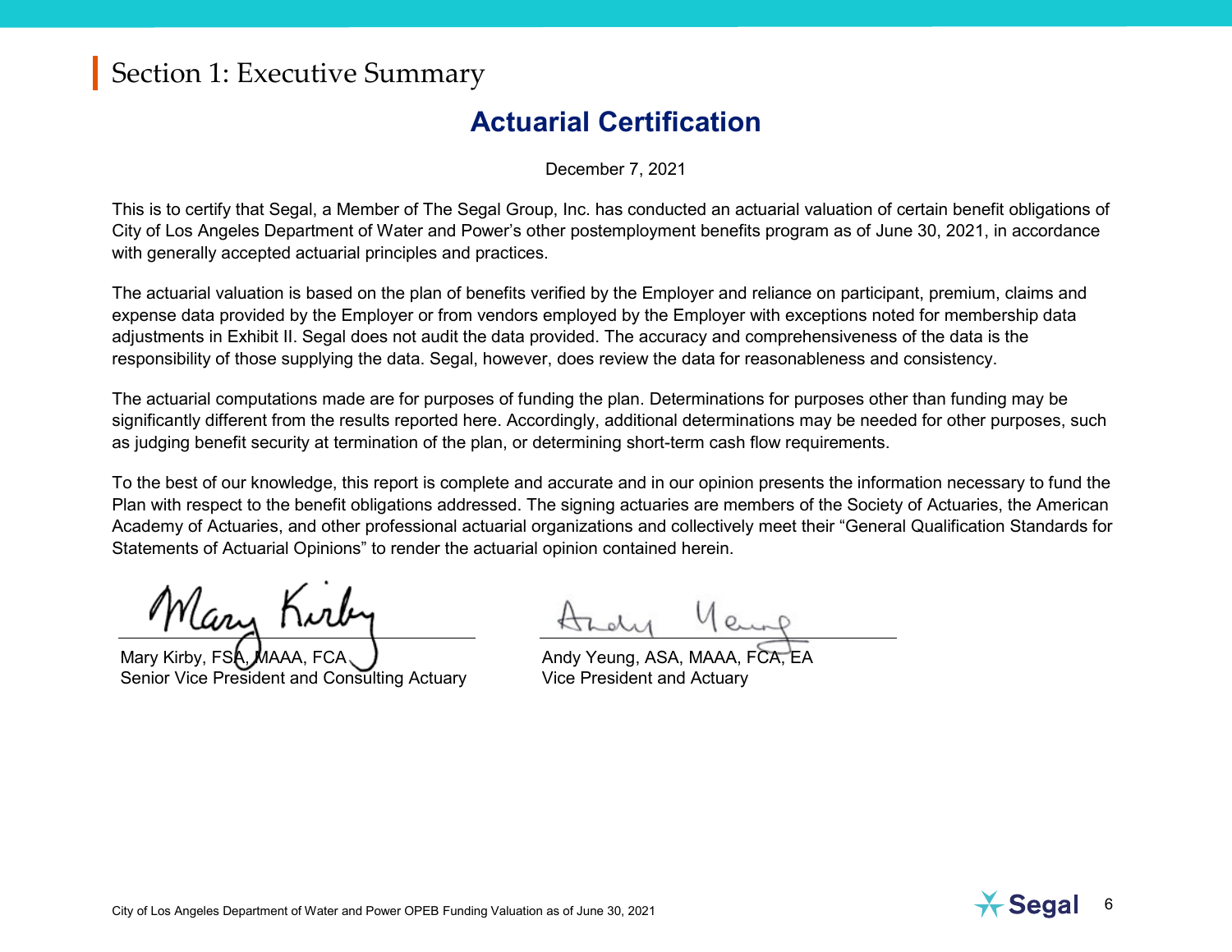# Section 1: Executive Summary

## Actuarial Certification

December 7, 2021

This is to certify that Segal, a Member of The Segal Group, Inc. has conducted an actuarial valuation of certain benefit obligations of City of Los Angeles Department of Water and Power's other postemployment benefits program as of June 30, 2021, in accordance with generally accepted actuarial principles and practices.

The actuarial valuation is based on the plan of benefits verified by the Employer and reliance on participant, premium, claims and expense data provided by the Employer or from vendors employed by the Employer with exceptions noted for membership data adjustments in Exhibit II. Segal does not audit the data provided. The accuracy and comprehensiveness of the data is the responsibility of those supplying the data. Segal, however, does review the data for reasonableness and consistency.

The actuarial computations made are for purposes of funding the plan. Determinations for purposes other than funding may be significantly different from the results reported here. Accordingly, additional determinations may be needed for other purposes, such as judging benefit security at termination of the plan, or determining short-term cash flow requirements.

To the best of our knowledge, this report is complete and accurate and in our opinion presents the information necessary to fund the Plan with respect to the benefit obligations addressed. The signing actuaries are members of the Society of Actuaries, the American Academy of Actuaries, and other professional actuarial organizations and collectively meet their "General Qualification Standards for Statements of Actuarial Opinions" to render the actuarial opinion contained herein.

Mary Kirby, FSA, MAAA, FCA
Senior Vice President and Consulting Actuary

Andy Yeung, ASA, MAAA, FCA, EA
Vice President and Actuary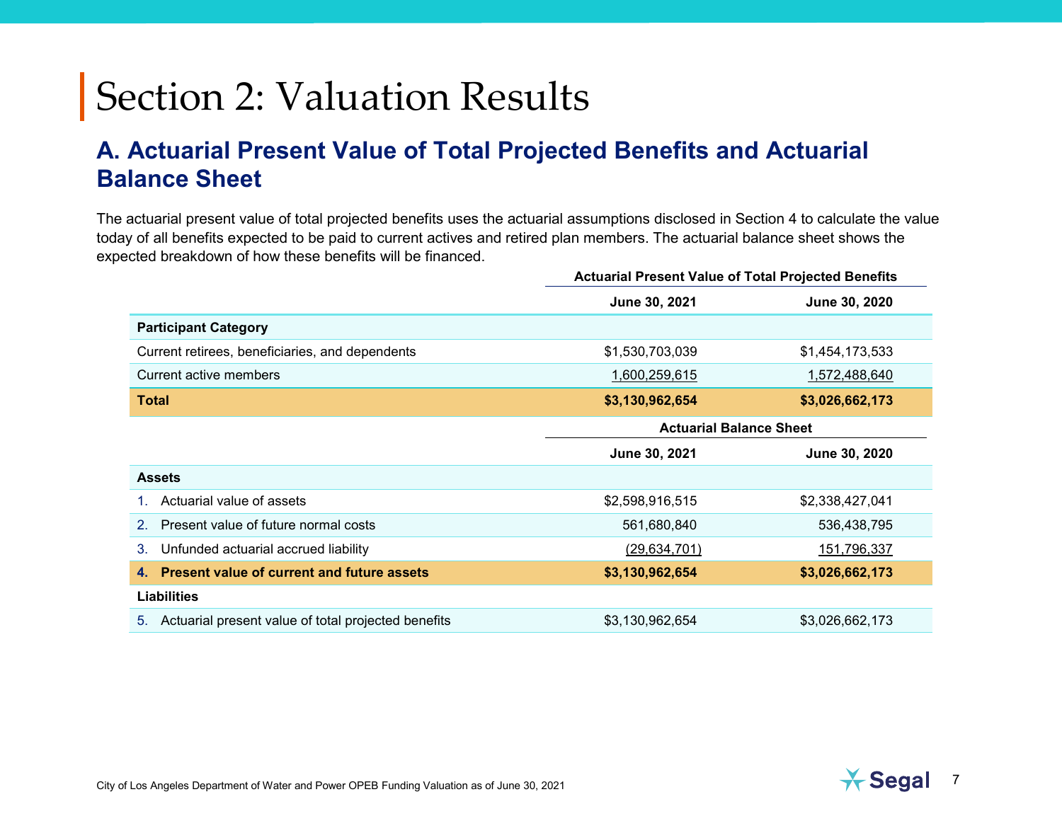# Section 2: Valuation Results

## A. Actuarial Present Value of Total Projected Benefits and Actuarial Balance Sheet

The actuarial present value of total projected benefits uses the actuarial assumptions disclosed in Section 4 to calculate the value today of all benefits expected to be paid to current actives and retired plan members. The actuarial balance sheet shows the expected breakdown of how these benefits will be financed.

| | Actuarial Present Value of Total Projected Benefits | |
|---|---|---|
| | **June 30, 2021** | **June 30, 2020** |
| **Participant Category** | | |
| Current retirees, beneficiaries, and dependents | $1,530,703,039 | $1,454,173,533 |
| Current active members | 1,600,259,615 | 1,572,488,640 |
| **Total** | **$3,130,962,654** | **$3,026,662,173** |

| | Actuarial Balance Sheet | |
|---|---|---|
| | **June 30, 2021** | **June 30, 2020** |
| **Assets** | | |
| 1. Actuarial value of assets | $2,598,916,515 | $2,338,427,041 |
| 2. Present value of future normal costs | 561,680,840 | 536,438,795 |
| 3. Unfunded actuarial accrued liability | (29,634,701) | 151,796,337 |
| **4. Present value of current and future assets** | **$3,130,962,654** | **$3,026,662,173** |
| **Liabilities** | | |
| 5. Actuarial present value of total projected benefits | $3,130,962,654 | $3,026,662,173 |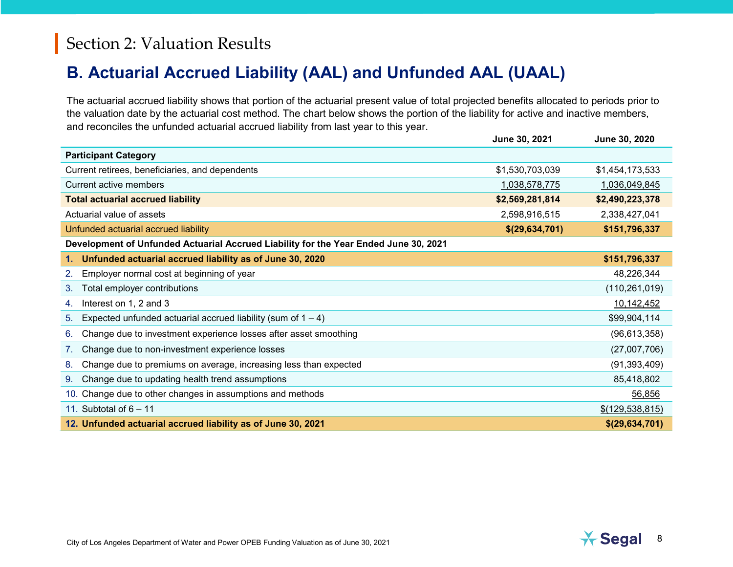# Section 2: Valuation Results

## B. Actuarial Accrued Liability (AAL) and Unfunded AAL (UAAL)

The actuarial accrued liability shows that portion of the actuarial present value of total projected benefits allocated to periods prior to the valuation date by the actuarial cost method. The chart below shows the portion of the liability for active and inactive members, and reconciles the unfunded actuarial accrued liability from last year to this year.

| | June 30, 2021 | June 30, 2020 |
|---|---|---|
| **Participant Category** | | |
| Current retirees, beneficiaries, and dependents | $1,530,703,039 | $1,454,173,533 |
| Current active members | 1,038,578,775 | 1,036,049,845 |
| **Total actuarial accrued liability** | **$2,569,281,814** | **$2,490,223,378** |
| Actuarial value of assets | 2,598,916,515 | 2,338,427,041 |
| Unfunded actuarial accrued liability | **$(29,634,701)** | **$151,796,337** |
| **Development of Unfunded Actuarial Accrued Liability for the Year Ended June 30, 2021** | | |
| **1. Unfunded actuarial accrued liability as of June 30, 2020** | | **$151,796,337** |
| 2. Employer normal cost at beginning of year | | 48,226,344 |
| 3. Total employer contributions | | (110,261,019) |
| 4. Interest on 1, 2 and 3 | | 10,142,452 |
| 5. Expected unfunded actuarial accrued liability (sum of 1 – 4) | | $99,904,114 |
| 6. Change due to investment experience losses after asset smoothing | | (96,613,358) |
| 7. Change due to non-investment experience losses | | (27,007,706) |
| 8. Change due to premiums on average, increasing less than expected | | (91,393,409) |
| 9. Change due to updating health trend assumptions | | 85,418,802 |
| 10. Change due to other changes in assumptions and methods | | 56,856 |
| 11. Subtotal of 6 – 11 | | $(129,538,815) |
| **12. Unfunded actuarial accrued liability as of June 30, 2021** | | **$(29,634,701)** |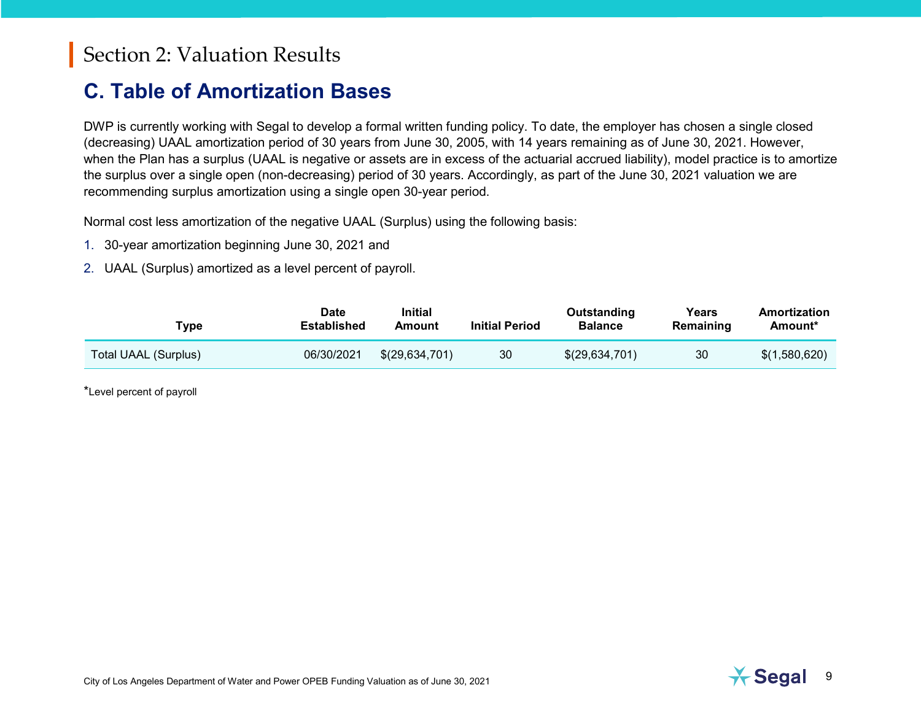# Section 2: Valuation Results

## C. Table of Amortization Bases

DWP is currently working with Segal to develop a formal written funding policy. To date, the employer has chosen a single closed (decreasing) UAAL amortization period of 30 years from June 30, 2005, with 14 years remaining as of June 30, 2021. However, when the Plan has a surplus (UAAL is negative or assets are in excess of the actuarial accrued liability), model practice is to amortize the surplus over a single open (non-decreasing) period of 30 years. Accordingly, as part of the June 30, 2021 valuation we are recommending surplus amortization using a single open 30-year period.

Normal cost less amortization of the negative UAAL (Surplus) using the following basis:

1. 30-year amortization beginning June 30, 2021 and
2. UAAL (Surplus) amortized as a level percent of payroll.

| Type | Date Established | Initial Amount | Initial Period | Outstanding Balance | Years Remaining | Amortization Amount* |
|---|---|---|---|---|---|---|
| Total UAAL (Surplus) | 06/30/2021 | $(29,634,701) | 30 | $(29,634,701) | 30 | $(1,580,620) |

*Level percent of payroll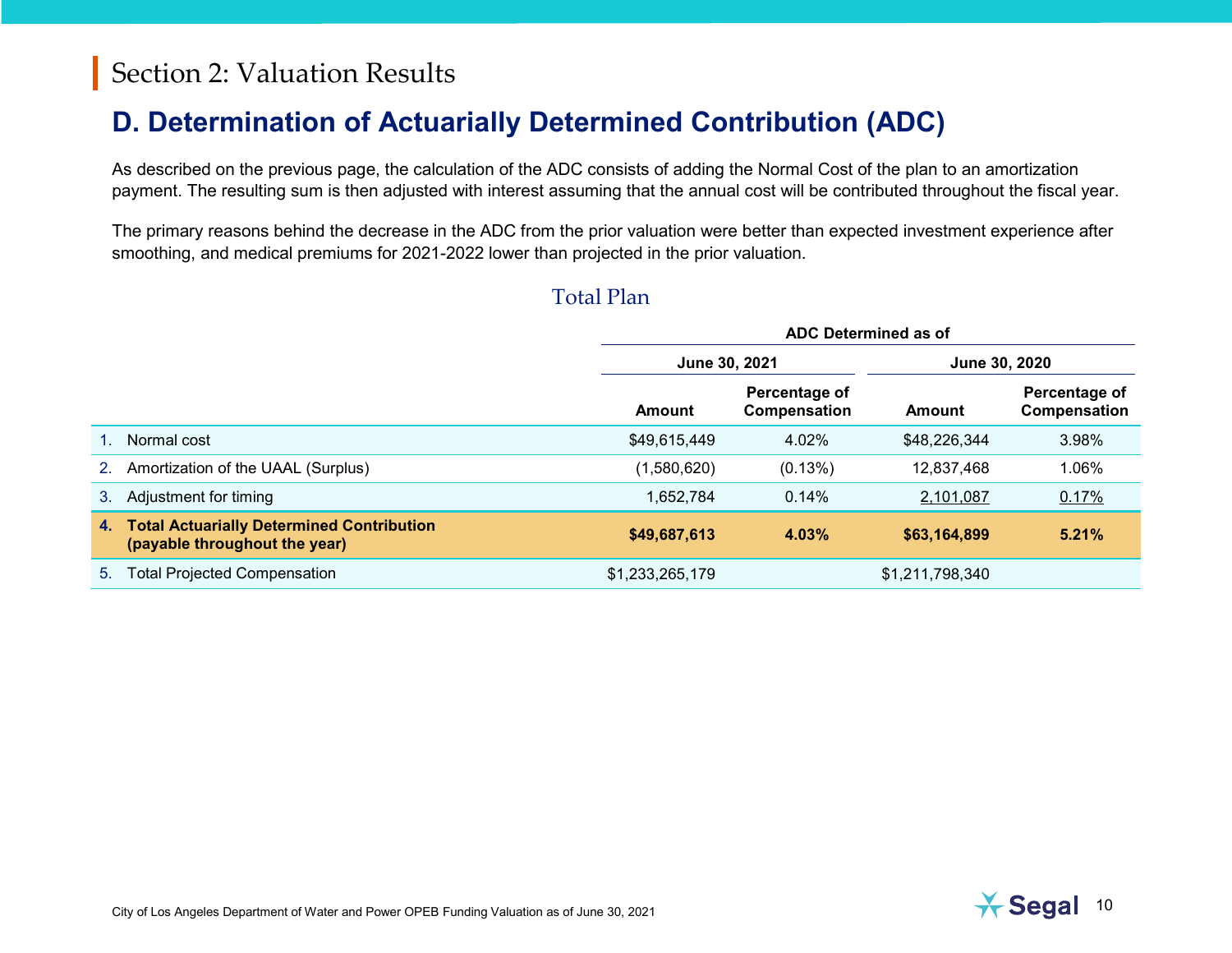# Section 2: Valuation Results

## D. Determination of Actuarially Determined Contribution (ADC)

As described on the previous page, the calculation of the ADC consists of adding the Normal Cost of the plan to an amortization payment. The resulting sum is then adjusted with interest assuming that the annual cost will be contributed throughout the fiscal year.

The primary reasons behind the decrease in the ADC from the prior valuation were better than expected investment experience after smoothing, and medical premiums for 2021-2022 lower than projected in the prior valuation.

### Total Plan

| | ADC Determined as of | | | |
|---|---|---|---|---|
| | June 30, 2021 | | June 30, 2020 | |
| | Amount | Percentage of Compensation | Amount | Percentage of Compensation |
| 1. Normal cost | $49,615,449 | 4.02% | $48,226,344 | 3.98% |
| 2. Amortization of the UAAL (Surplus) | (1,580,620) | (0.13%) | 12,837,468 | 1.06% |
| 3. Adjustment for timing | 1,652,784 | 0.14% | 2,101,087 | 0.17% |
| **4. Total Actuarially Determined Contribution (payable throughout the year)** | **$49,687,613** | **4.03%** | **$63,164,899** | **5.21%** |
| 5. Total Projected Compensation | $1,233,265,179 | | $1,211,798,340 | |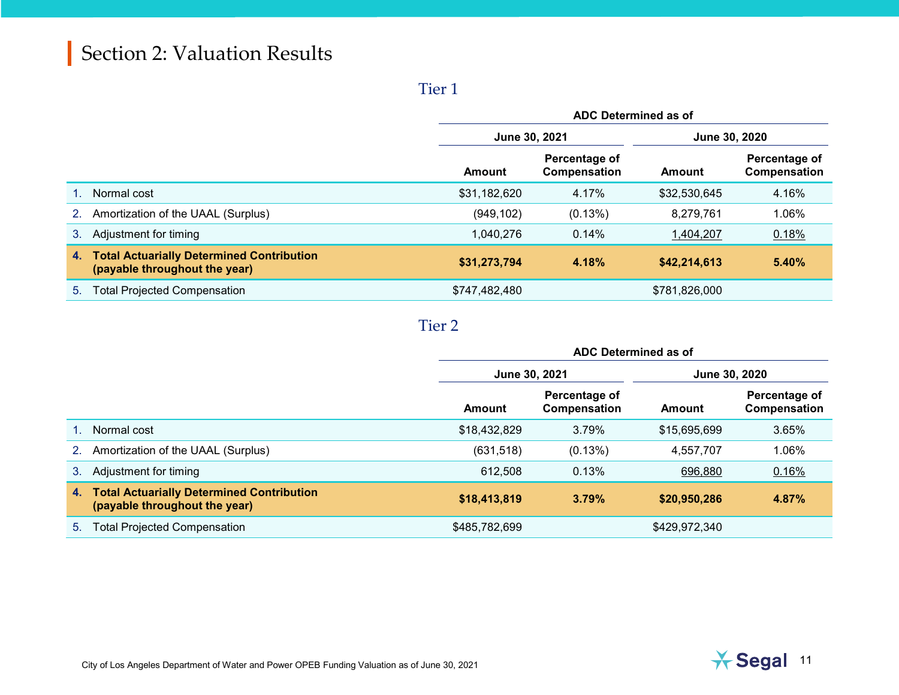# Section 2: Valuation Results

## Tier 1

| | ADC Determined as of | | | |
|---|---|---|---|---|
| | June 30, 2021 | | June 30, 2020 | |
| | Amount | Percentage of Compensation | Amount | Percentage of Compensation |
| 1. Normal cost | $31,182,620 | 4.17% | $32,530,645 | 4.16% |
| 2. Amortization of the UAAL (Surplus) | (949,102) | (0.13%) | 8,279,761 | 1.06% |
| 3. Adjustment for timing | 1,040,276 | 0.14% | 1,404,207 | 0.18% |
| **4. Total Actuarially Determined Contribution (payable throughout the year)** | **$31,273,794** | **4.18%** | **$42,214,613** | **5.40%** |
| 5. Total Projected Compensation | $747,482,480 | | $781,826,000 | |

## Tier 2

| | ADC Determined as of | | | |
|---|---|---|---|---|
| | June 30, 2021 | | June 30, 2020 | |
| | Amount | Percentage of Compensation | Amount | Percentage of Compensation |
| 1. Normal cost | $18,432,829 | 3.79% | $15,695,699 | 3.65% |
| 2. Amortization of the UAAL (Surplus) | (631,518) | (0.13%) | 4,557,707 | 1.06% |
| 3. Adjustment for timing | 612,508 | 0.13% | 696,880 | 0.16% |
| **4. Total Actuarially Determined Contribution (payable throughout the year)** | **$18,413,819** | **3.79%** | **$20,950,286** | **4.87%** |
| 5. Total Projected Compensation | $485,782,699 | | $429,972,340 | |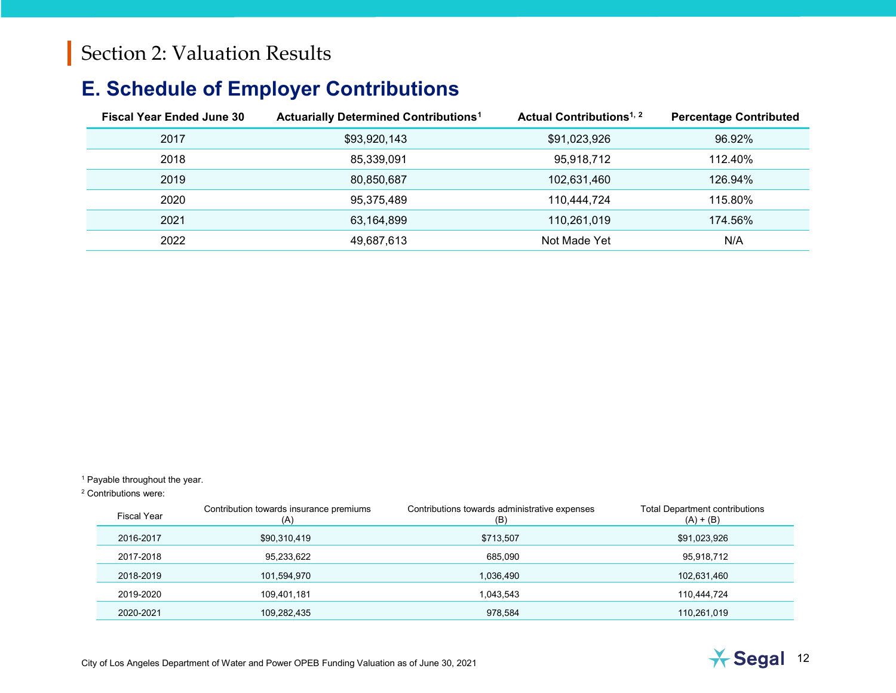# Section 2: Valuation Results

## E. Schedule of Employer Contributions

| Fiscal Year Ended June 30 | Actuarially Determined Contributions[1] | Actual Contributions[1, 2] | Percentage Contributed |
|---|---|---|---|
| 2017 | $93,920,143 | $91,023,926 | 96.92% |
| 2018 | 85,339,091 | 95,918,712 | 112.40% |
| 2019 | 80,850,687 | 102,631,460 | 126.94% |
| 2020 | 95,375,489 | 110,444,724 | 115.80% |
| 2021 | 63,164,899 | 110,261,019 | 174.56% |
| 2022 | 49,687,613 | Not Made Yet | N/A |

[1] Payable throughout the year.

[2] Contributions were:

| Fiscal Year | Contribution towards insurance premiums (A) | Contributions towards administrative expenses (B) | Total Department contributions (A) + (B) |
|---|---|---|---|
| 2016-2017 | $90,310,419 | $713,507 | $91,023,926 |
| 2017-2018 | 95,233,622 | 685,090 | 95,918,712 |
| 2018-2019 | 101,594,970 | 1,036,490 | 102,631,460 |
| 2019-2020 | 109,401,181 | 1,043,543 | 110,444,724 |
| 2020-2021 | 109,282,435 | 978,584 | 110,261,019 |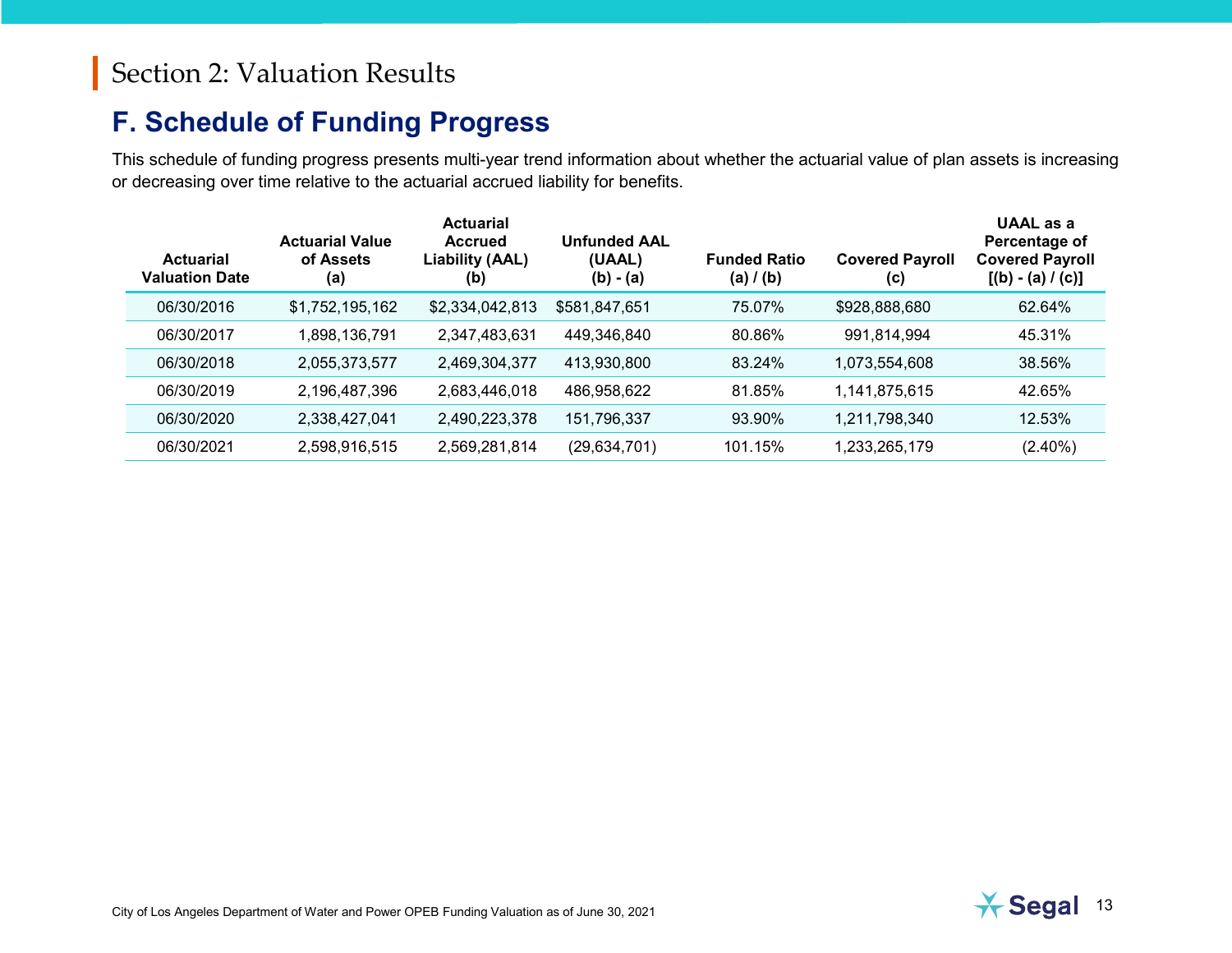# Section 2: Valuation Results

## F. Schedule of Funding Progress

This schedule of funding progress presents multi-year trend information about whether the actuarial value of plan assets is increasing or decreasing over time relative to the actuarial accrued liability for benefits.

| Actuarial Valuation Date | Actuarial Value of Assets (a) | Actuarial Accrued Liability (AAL) (b) | Unfunded AAL (UAAL) (b) - (a) | Funded Ratio (a) / (b) | Covered Payroll (c) | UAAL as a Percentage of Covered Payroll [(b) - (a) / (c)] |
|---|---|---|---|---|---|---|
| 06/30/2016 | $1,752,195,162 | $2,334,042,813 | $581,847,651 | 75.07% | $928,888,680 | 62.64% |
| 06/30/2017 | 1,898,136,791 | 2,347,483,631 | 449,346,840 | 80.86% | 991,814,994 | 45.31% |
| 06/30/2018 | 2,055,373,577 | 2,469,304,377 | 413,930,800 | 83.24% | 1,073,554,608 | 38.56% |
| 06/30/2019 | 2,196,487,396 | 2,683,446,018 | 486,958,622 | 81.85% | 1,141,875,615 | 42.65% |
| 06/30/2020 | 2,338,427,041 | 2,490,223,378 | 151,796,337 | 93.90% | 1,211,798,340 | 12.53% |
| 06/30/2021 | 2,598,916,515 | 2,569,281,814 | (29,634,701) | 101.15% | 1,233,265,179 | (2.40%) |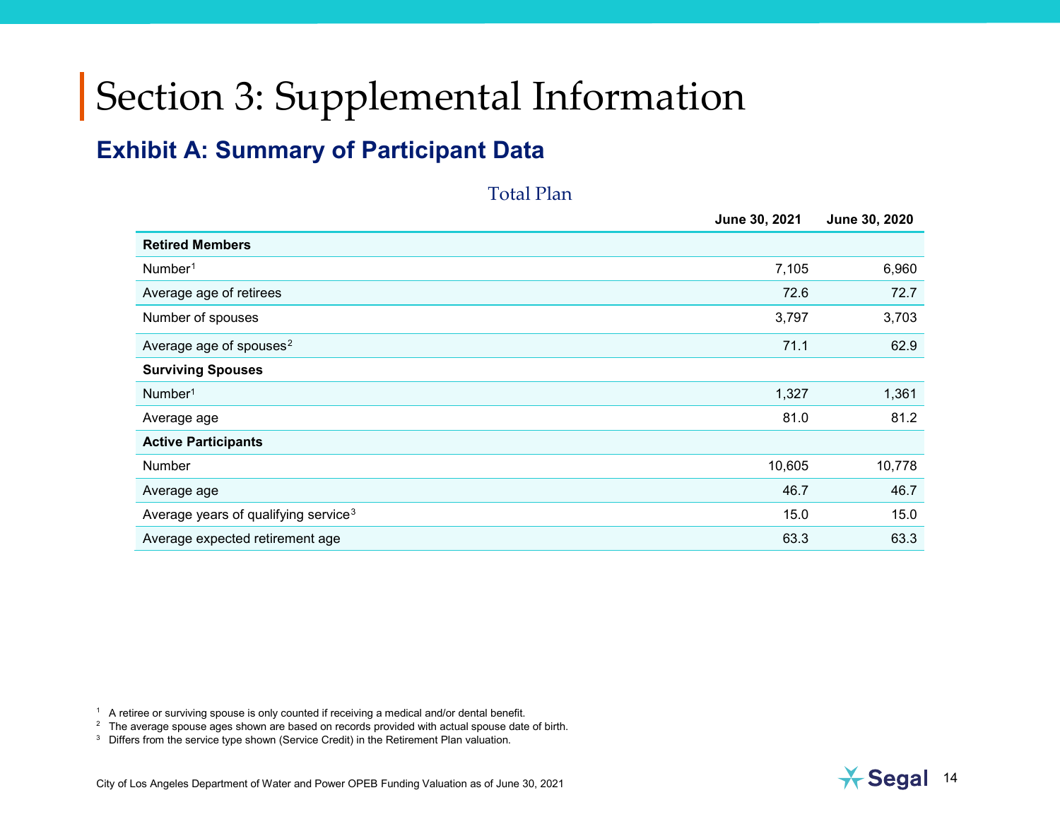# Section 3: Supplemental Information

## Exhibit A: Summary of Participant Data

Total Plan

| | June 30, 2021 | June 30, 2020 |
|---|---|---|
| **Retired Members** | | |
| Number[1] | 7,105 | 6,960 |
| Average age of retirees | 72.6 | 72.7 |
| Number of spouses | 3,797 | 3,703 |
| Average age of spouses[2] | 71.1 | 62.9 |
| **Surviving Spouses** | | |
| Number[1] | 1,327 | 1,361 |
| Average age | 81.0 | 81.2 |
| **Active Participants** | | |
| Number | 10,605 | 10,778 |
| Average age | 46.7 | 46.7 |
| Average years of qualifying service[3] | 15.0 | 15.0 |
| Average expected retirement age | 63.3 | 63.3 |

[1] A retiree or surviving spouse is only counted if receiving a medical and/or dental benefit.

[2] The average spouse ages shown are based on records provided with actual spouse date of birth.

[3] Differs from the service type shown (Service Credit) in the Retirement Plan valuation.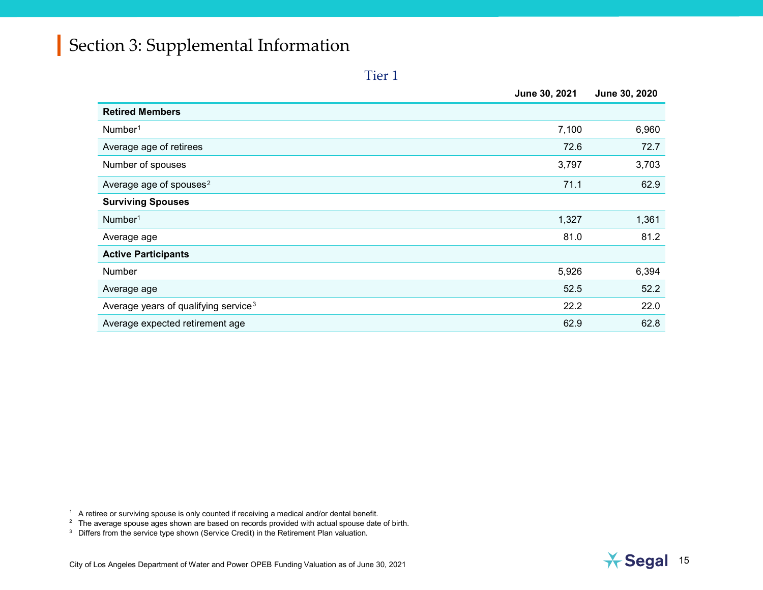# Section 3: Supplemental Information

## Tier 1

| | June 30, 2021 | June 30, 2020 |
|---|---|---|
| **Retired Members** | | |
| Number[1] | 7,100 | 6,960 |
| Average age of retirees | 72.6 | 72.7 |
| Number of spouses | 3,797 | 3,703 |
| Average age of spouses[2] | 71.1 | 62.9 |
| **Surviving Spouses** | | |
| Number[1] | 1,327 | 1,361 |
| Average age | 81.0 | 81.2 |
| **Active Participants** | | |
| Number | 5,926 | 6,394 |
| Average age | 52.5 | 52.2 |
| Average years of qualifying service[3] | 22.2 | 22.0 |
| Average expected retirement age | 62.9 | 62.8 |

[1] A retiree or surviving spouse is only counted if receiving a medical and/or dental benefit.

[2] The average spouse ages shown are based on records provided with actual spouse date of birth.

[3] Differs from the service type shown (Service Credit) in the Retirement Plan valuation.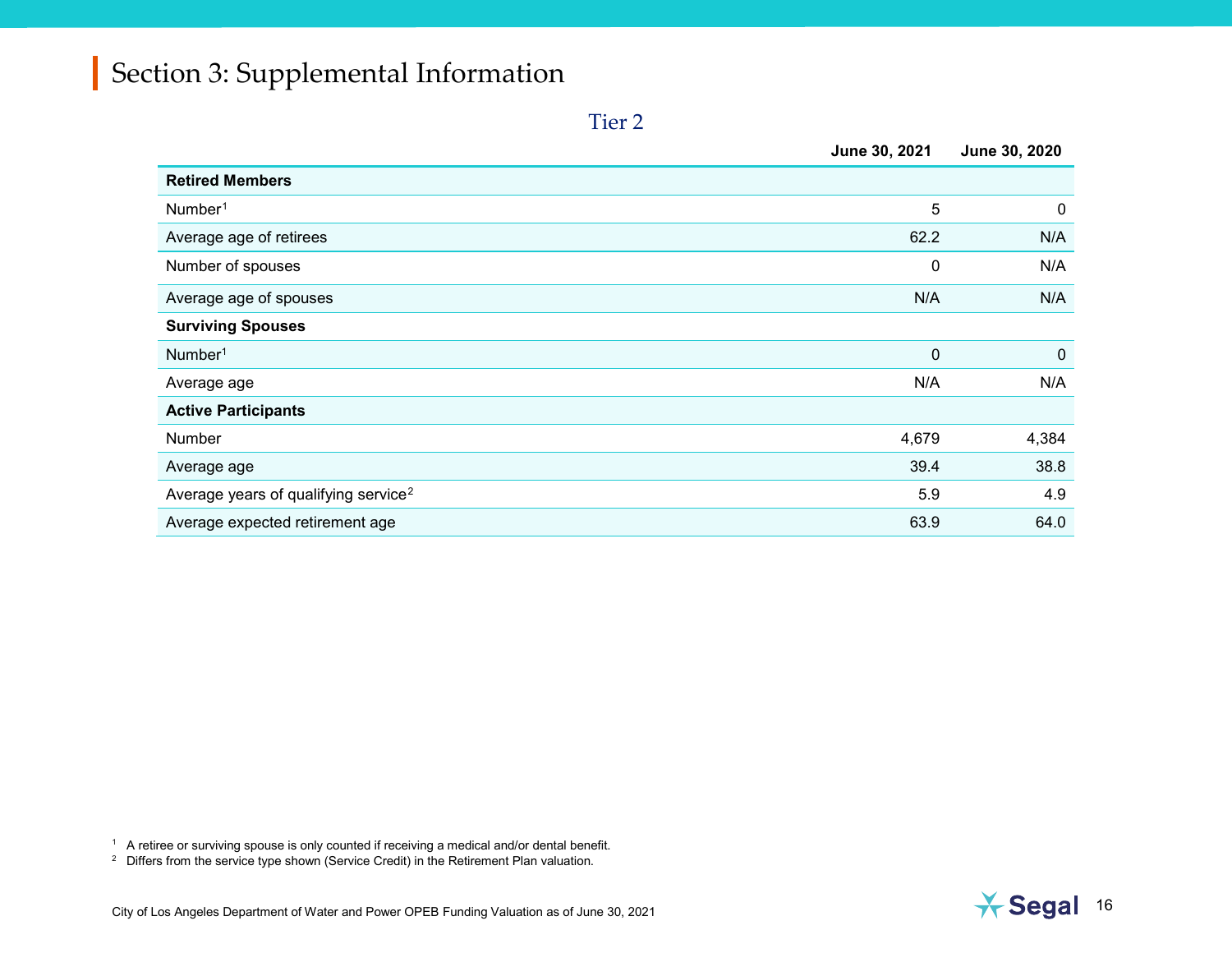# Section 3: Supplemental Information

## Tier 2

| | June 30, 2021 | June 30, 2020 |
|---|---|---|
| **Retired Members** | | |
| Number[1] | 5 | 0 |
| Average age of retirees | 62.2 | N/A |
| Number of spouses | 0 | N/A |
| Average age of spouses | N/A | N/A |
| **Surviving Spouses** | | |
| Number[1] | 0 | 0 |
| Average age | N/A | N/A |
| **Active Participants** | | |
| Number | 4,679 | 4,384 |
| Average age | 39.4 | 38.8 |
| Average years of qualifying service[2] | 5.9 | 4.9 |
| Average expected retirement age | 63.9 | 64.0 |

[1] A retiree or surviving spouse is only counted if receiving a medical and/or dental benefit.

[2] Differs from the service type shown (Service Credit) in the Retirement Plan valuation.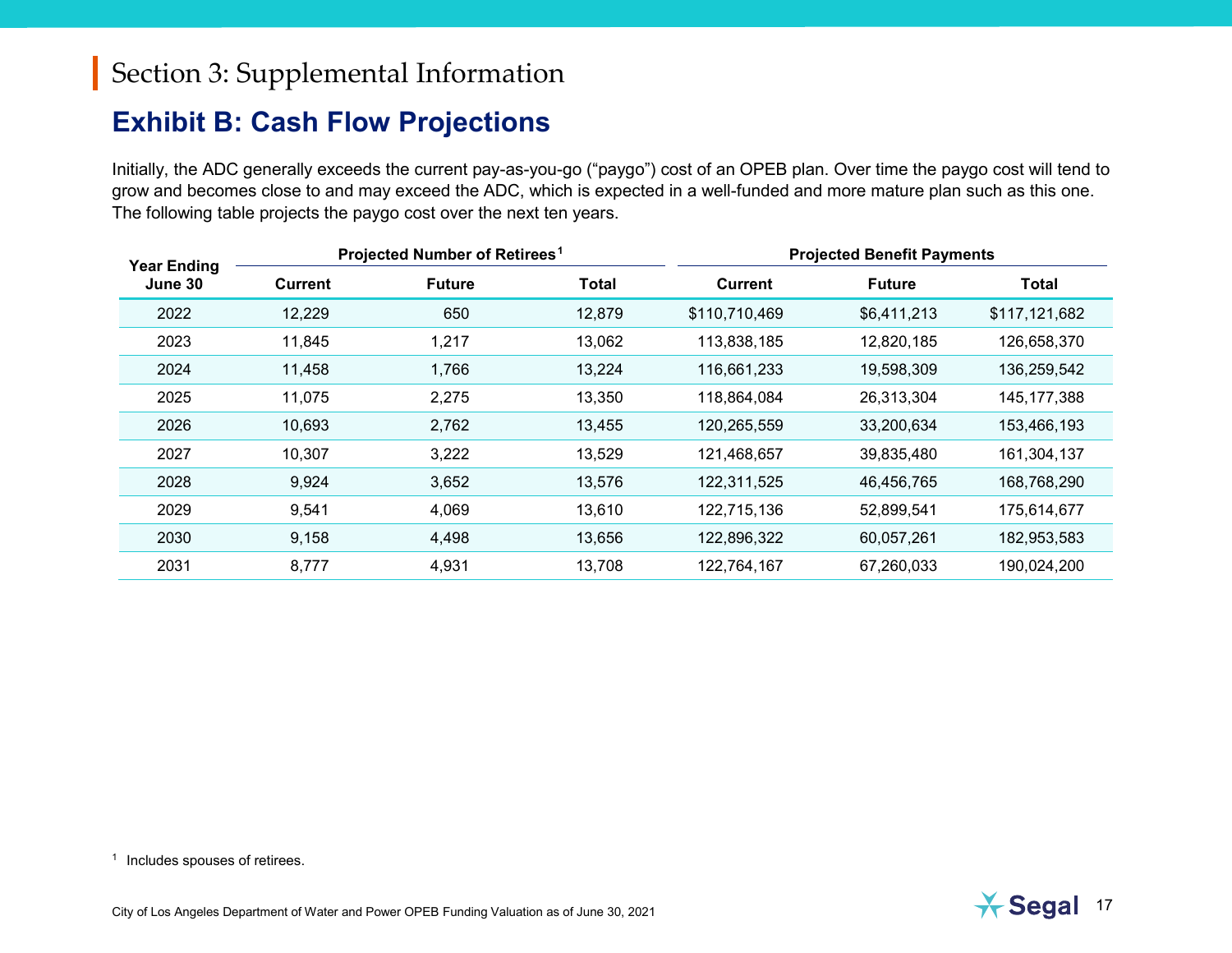# Section 3: Supplemental Information

## Exhibit B: Cash Flow Projections

Initially, the ADC generally exceeds the current pay-as-you-go ("paygo") cost of an OPEB plan. Over time the paygo cost will tend to grow and becomes close to and may exceed the ADC, which is expected in a well-funded and more mature plan such as this one. The following table projects the paygo cost over the next ten years.

| Year Ending June 30 | Projected Number of Retirees[1] | | | Projected Benefit Payments | | |
|---|---|---|---|---|---|---|
| | Current | Future | Total | Current | Future | Total |
| 2022 | 12,229 | 650 | 12,879 | $110,710,469 | $6,411,213 | $117,121,682 |
| 2023 | 11,845 | 1,217 | 13,062 | 113,838,185 | 12,820,185 | 126,658,370 |
| 2024 | 11,458 | 1,766 | 13,224 | 116,661,233 | 19,598,309 | 136,259,542 |
| 2025 | 11,075 | 2,275 | 13,350 | 118,864,084 | 26,313,304 | 145,177,388 |
| 2026 | 10,693 | 2,762 | 13,455 | 120,265,559 | 33,200,634 | 153,466,193 |
| 2027 | 10,307 | 3,222 | 13,529 | 121,468,657 | 39,835,480 | 161,304,137 |
| 2028 | 9,924 | 3,652 | 13,576 | 122,311,525 | 46,456,765 | 168,768,290 |
| 2029 | 9,541 | 4,069 | 13,610 | 122,715,136 | 52,899,541 | 175,614,677 |
| 2030 | 9,158 | 4,498 | 13,656 | 122,896,322 | 60,057,261 | 182,953,583 |
| 2031 | 8,777 | 4,931 | 13,708 | 122,764,167 | 67,260,033 | 190,024,200 |

[1] Includes spouses of retirees.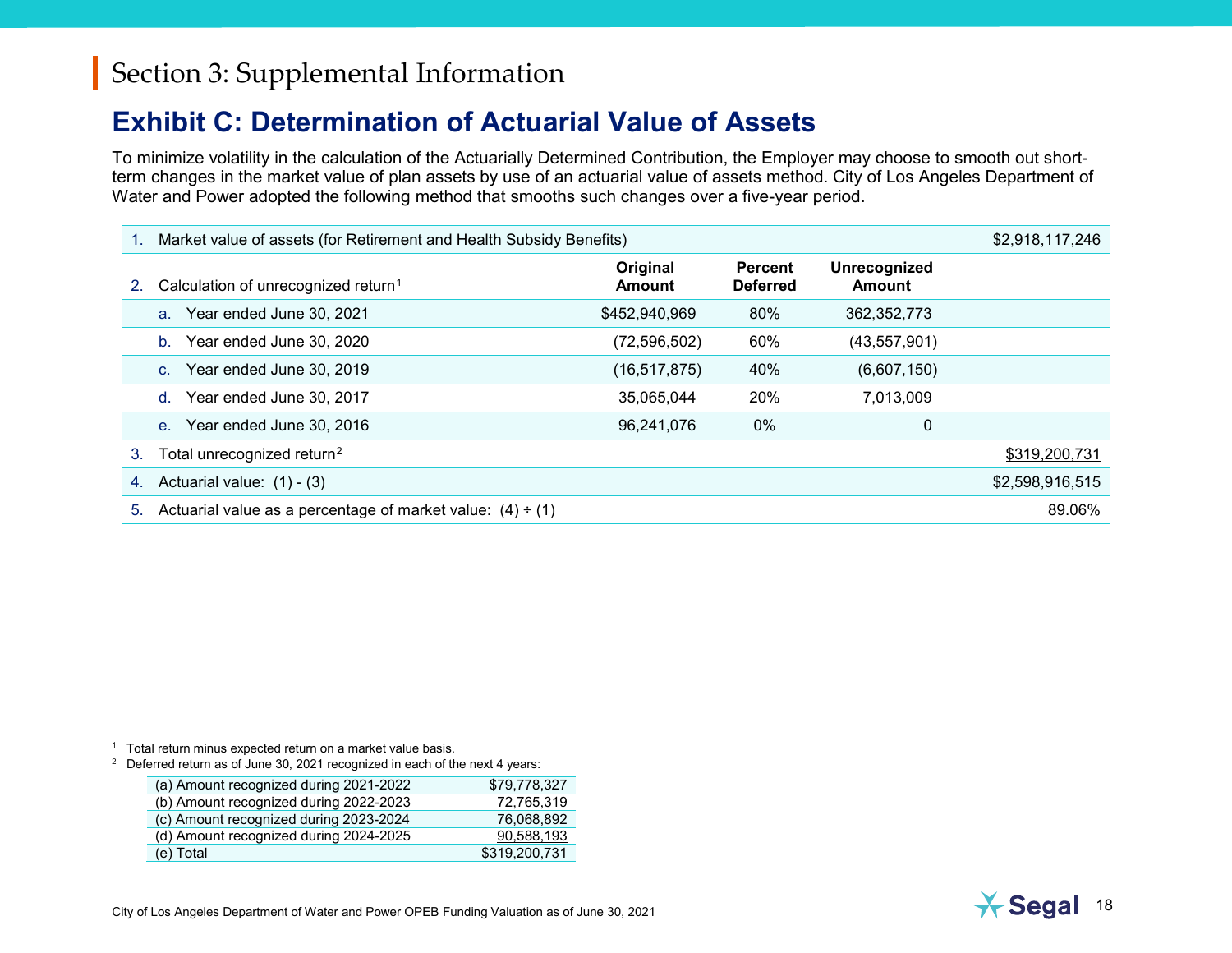## Section 3: Supplemental Information

# Exhibit C: Determination of Actuarial Value of Assets

To minimize volatility in the calculation of the Actuarially Determined Contribution, the Employer may choose to smooth out short-term changes in the market value of plan assets by use of an actuarial value of assets method. City of Los Angeles Department of Water and Power adopted the following method that smooths such changes over a five-year period.

| | Original Amount | Percent Deferred | Unrecognized Amount | |
|---|---|---|---|---|
| 1. Market value of assets (for Retirement and Health Subsidy Benefits) | | | | $2,918,117,246 |
| 2. Calculation of unrecognized return[1] | | | | |
| a. Year ended June 30, 2021 | $452,940,969 | 80% | 362,352,773 | |
| b. Year ended June 30, 2020 | (72,596,502) | 60% | (43,557,901) | |
| c. Year ended June 30, 2019 | (16,517,875) | 40% | (6,607,150) | |
| d. Year ended June 30, 2017 | 35,065,044 | 20% | 7,013,009 | |
| e. Year ended June 30, 2016 | 96,241,076 | 0% | 0 | |
| 3. Total unrecognized return[2] | | | | $319,200,731 |
| 4. Actuarial value: (1) - (3) | | | | $2,598,916,515 |
| 5. Actuarial value as a percentage of market value: (4) ÷ (1) | | | | 89.06% |

[1] Total return minus expected return on a market value basis.

[2] Deferred return as of June 30, 2021 recognized in each of the next 4 years:

| | |
|---|---|
| (a) Amount recognized during 2021-2022 | $79,778,327 |
| (b) Amount recognized during 2022-2023 | 72,765,319 |
| (c) Amount recognized during 2023-2024 | 76,068,892 |
| (d) Amount recognized during 2024-2025 | 90,588,193 |
| (e) Total | $319,200,731 |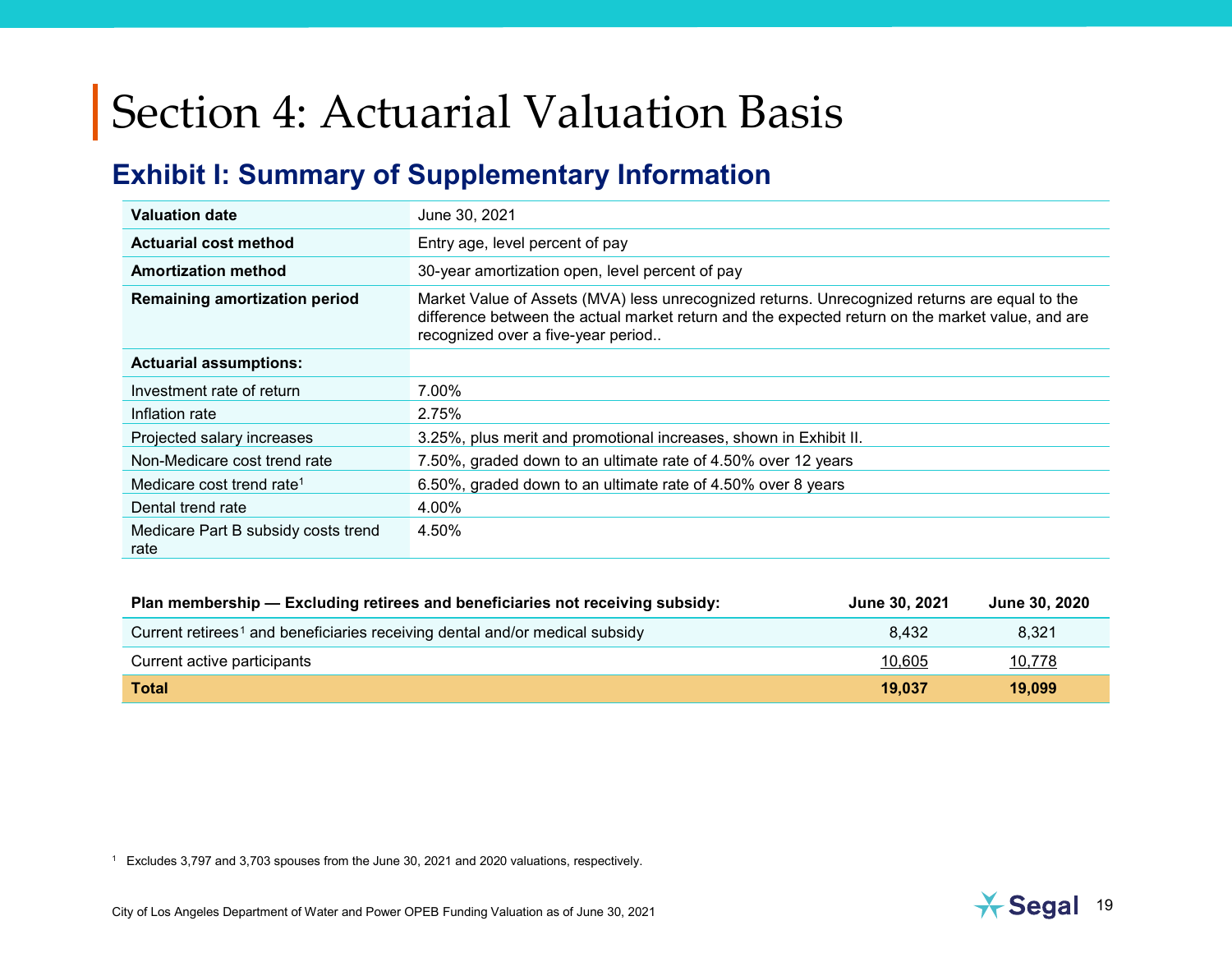# Section 4: Actuarial Valuation Basis

## Exhibit I: Summary of Supplementary Information

| | |
|---|---|
| **Valuation date** | June 30, 2021 |
| **Actuarial cost method** | Entry age, level percent of pay |
| **Amortization method** | 30-year amortization open, level percent of pay |
| **Remaining amortization period** | Market Value of Assets (MVA) less unrecognized returns. Unrecognized returns are equal to the difference between the actual market return and the expected return on the market value, and are recognized over a five-year period.. |
| **Actuarial assumptions:** | |
| Investment rate of return | 7.00% |
| Inflation rate | 2.75% |
| Projected salary increases | 3.25%, plus merit and promotional increases, shown in Exhibit II. |
| Non-Medicare cost trend rate | 7.50%, graded down to an ultimate rate of 4.50% over 12 years |
| Medicare cost trend rate[1] | 6.50%, graded down to an ultimate rate of 4.50% over 8 years |
| Dental trend rate | 4.00% |
| Medicare Part B subsidy costs trend rate | 4.50% |

| Plan membership — Excluding retirees and beneficiaries not receiving subsidy: | June 30, 2021 | June 30, 2020 |
|---|---|---|
| Current retirees[1] and beneficiaries receiving dental and/or medical subsidy | 8,432 | 8,321 |
| Current active participants | 10,605 | 10,778 |
| **Total** | **19,037** | **19,099** |

[1] Excludes 3,797 and 3,703 spouses from the June 30, 2021 and 2020 valuations, respectively.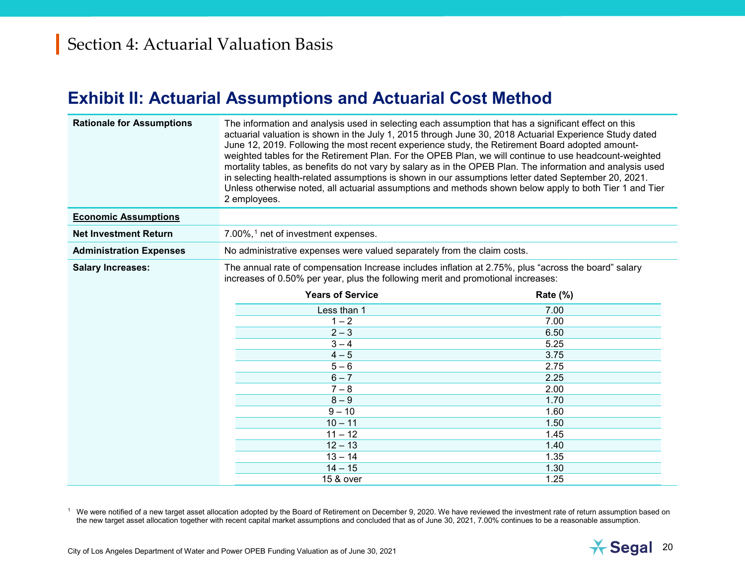# Section 4: Actuarial Valuation Basis

## Exhibit II: Actuarial Assumptions and Actuarial Cost Method

**Rationale for Assumptions**

The information and analysis used in selecting each assumption that has a significant effect on this actuarial valuation is shown in the July 1, 2015 through June 30, 2018 Actuarial Experience Study dated June 12, 2019. Following the most recent experience study, the Retirement Board adopted amount-weighted tables for the Retirement Plan. For the OPEB Plan, we will continue to use headcount-weighted mortality tables, as benefits do not vary by salary as in the OPEB Plan. The information and analysis used in selecting health-related assumptions is shown in our assumptions letter dated September 20, 2021. Unless otherwise noted, all actuarial assumptions and methods shown below apply to both Tier 1 and Tier 2 employees.

**Economic Assumptions**

**Net Investment Return**

7.00%,[1] net of investment expenses.

**Administration Expenses**

No administrative expenses were valued separately from the claim costs.

**Salary Increases:**

The annual rate of compensation Increase includes inflation at 2.75%, plus "across the board" salary increases of 0.50% per year, plus the following merit and promotional increases:

| Years of Service | Rate (%) |
|---|---|
| Less than 1 | 7.00 |
| 1 – 2 | 7.00 |
| 2 – 3 | 6.50 |
| 3 – 4 | 5.25 |
| 4 – 5 | 3.75 |
| 5 – 6 | 2.75 |
| 6 – 7 | 2.25 |
| 7 – 8 | 2.00 |
| 8 – 9 | 1.70 |
| 9 – 10 | 1.60 |
| 10 – 11 | 1.50 |
| 11 – 12 | 1.45 |
| 12 – 13 | 1.40 |
| 13 – 14 | 1.35 |
| 14 – 15 | 1.30 |
| 15 & over | 1.25 |

[1] We were notified of a new target asset allocation adopted by the Board of Retirement on December 9, 2020. We have reviewed the investment rate of return assumption based on the new target asset allocation together with recent capital market assumptions and concluded that as of June 30, 2021, 7.00% continues to be a reasonable assumption.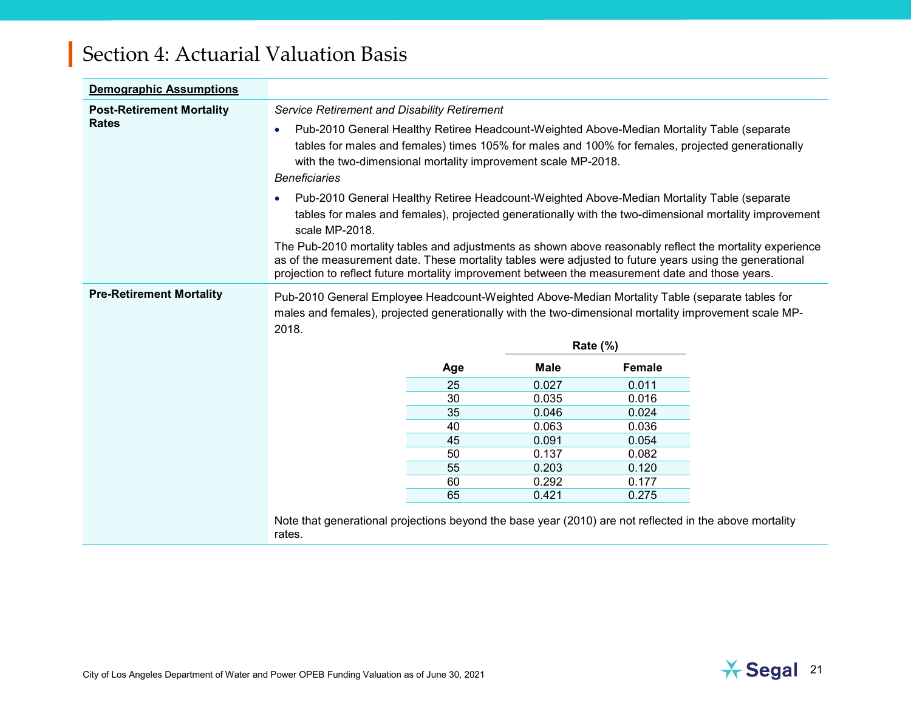# Section 4: Actuarial Valuation Basis

**Demographic Assumptions**

**Post-Retirement Mortality Rates**

*Service Retirement and Disability Retirement*

- Pub-2010 General Healthy Retiree Headcount-Weighted Above-Median Mortality Table (separate tables for males and females) times 105% for males and 100% for females, projected generationally with the two-dimensional mortality improvement scale MP-2018.

*Beneficiaries*

- Pub-2010 General Healthy Retiree Headcount-Weighted Above-Median Mortality Table (separate tables for males and females), projected generationally with the two-dimensional mortality improvement scale MP-2018.

The Pub-2010 mortality tables and adjustments as shown above reasonably reflect the mortality experience as of the measurement date. These mortality tables were adjusted to future years using the generational projection to reflect future mortality improvement between the measurement date and those years.

**Pre-Retirement Mortality**

Pub-2010 General Employee Headcount-Weighted Above-Median Mortality Table (separate tables for males and females), projected generationally with the two-dimensional mortality improvement scale MP-2018.

| | Rate (%) | |
|---|---|---|
| **Age** | **Male** | **Female** |
| 25 | 0.027 | 0.011 |
| 30 | 0.035 | 0.016 |
| 35 | 0.046 | 0.024 |
| 40 | 0.063 | 0.036 |
| 45 | 0.091 | 0.054 |
| 50 | 0.137 | 0.082 |
| 55 | 0.203 | 0.120 |
| 60 | 0.292 | 0.177 |
| 65 | 0.421 | 0.275 |

Note that generational projections beyond the base year (2010) are not reflected in the above mortality rates.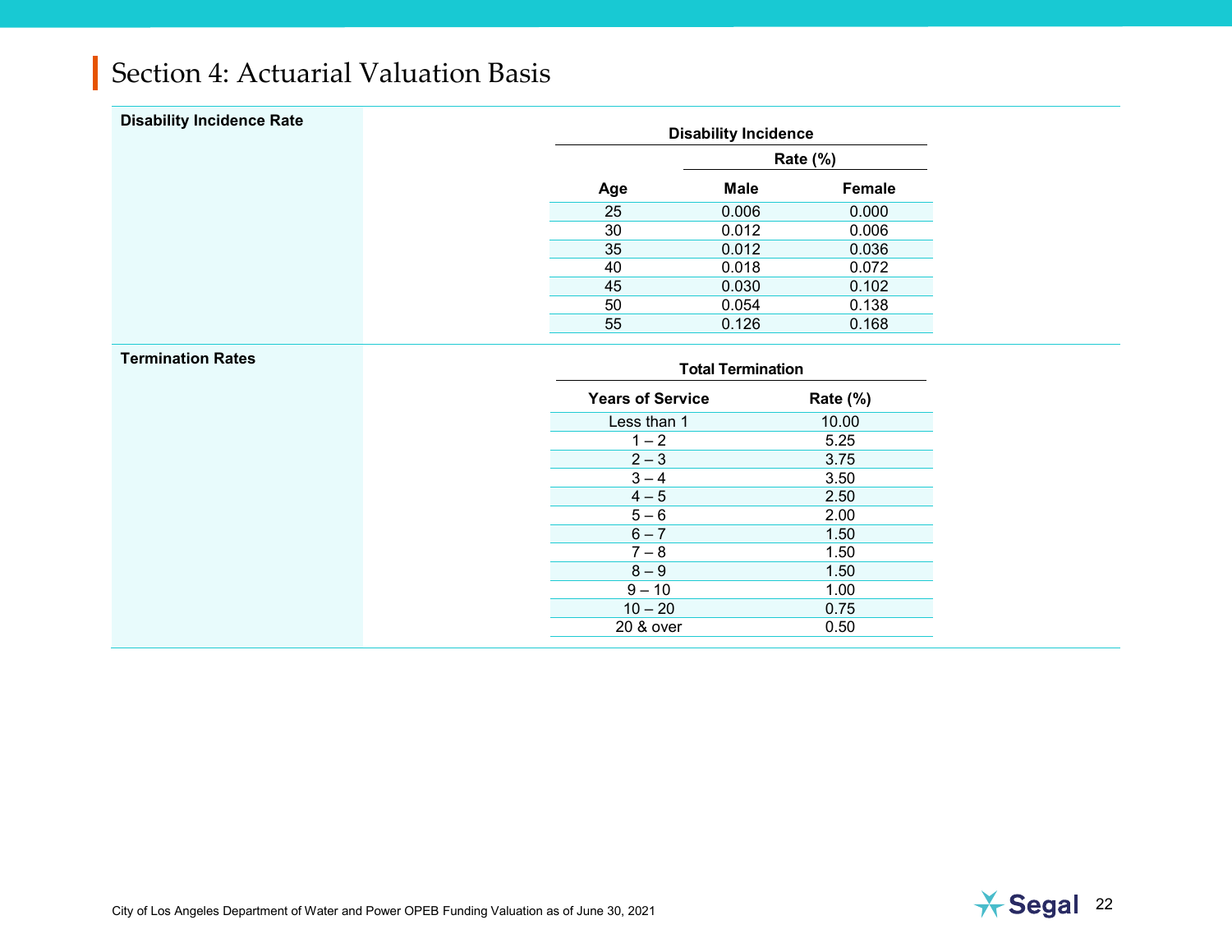# Section 4: Actuarial Valuation Basis

**Disability Incidence Rate**

**Disability Incidence**

| Age | Rate (%) Male | Rate (%) Female |
|---|---|---|
| 25 | 0.006 | 0.000 |
| 30 | 0.012 | 0.006 |
| 35 | 0.012 | 0.036 |
| 40 | 0.018 | 0.072 |
| 45 | 0.030 | 0.102 |
| 50 | 0.054 | 0.138 |
| 55 | 0.126 | 0.168 |

**Termination Rates**

**Total Termination**

| Years of Service | Rate (%) |
|---|---|
| Less than 1 | 10.00 |
| 1 – 2 | 5.25 |
| 2 – 3 | 3.75 |
| 3 – 4 | 3.50 |
| 4 – 5 | 2.50 |
| 5 – 6 | 2.00 |
| 6 – 7 | 1.50 |
| 7 – 8 | 1.50 |
| 8 – 9 | 1.50 |
| 9 – 10 | 1.00 |
| 10 – 20 | 0.75 |
| 20 & over | 0.50 |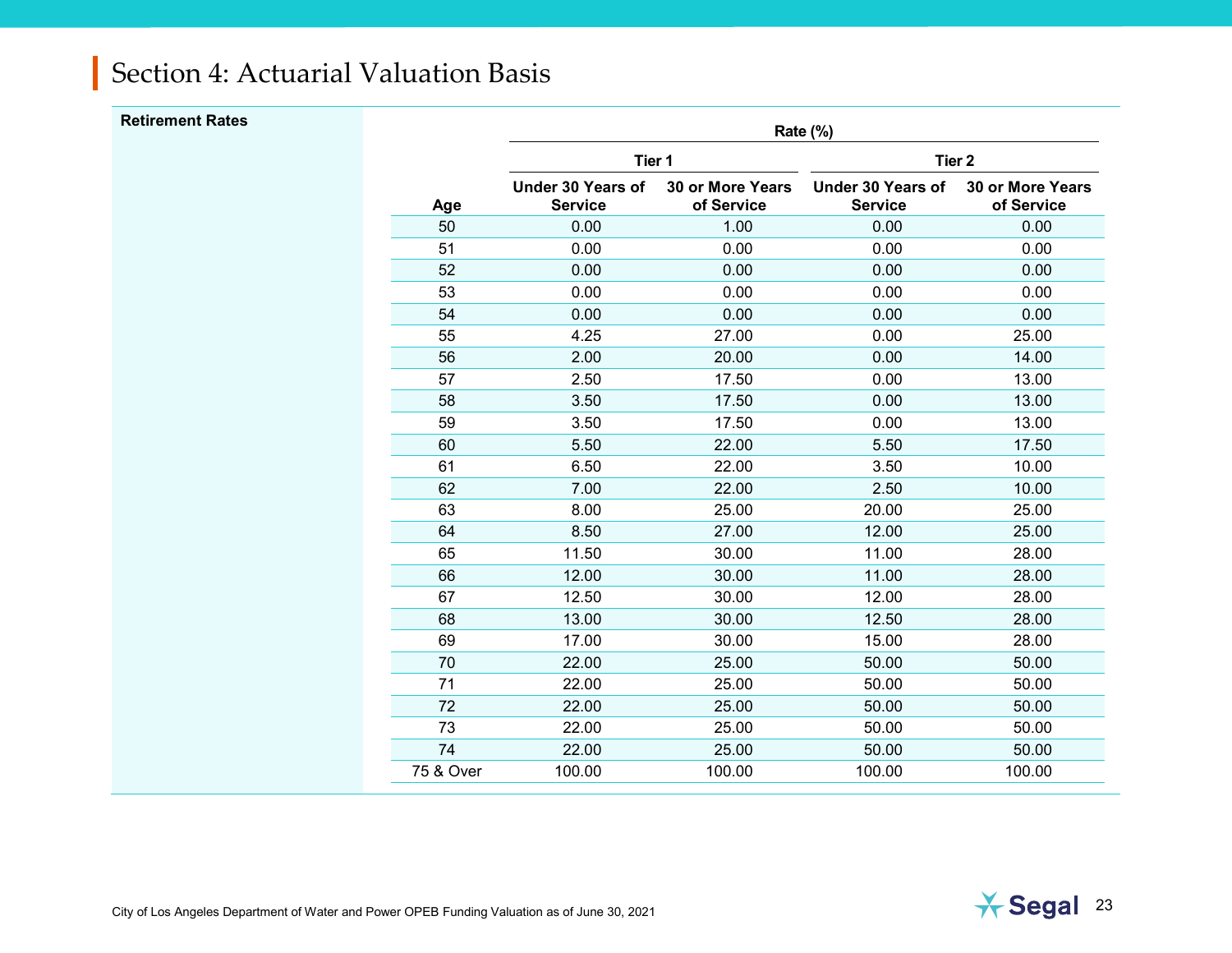## Section 4: Actuarial Valuation Basis

**Retirement Rates**

| Age | Rate (%) | | | |
|---|---|---|---|---|
| | Tier 1 | | Tier 2 | |
| | Under 30 Years of Service | 30 or More Years of Service | Under 30 Years of Service | 30 or More Years of Service |
| 50 | 0.00 | 1.00 | 0.00 | 0.00 |
| 51 | 0.00 | 0.00 | 0.00 | 0.00 |
| 52 | 0.00 | 0.00 | 0.00 | 0.00 |
| 53 | 0.00 | 0.00 | 0.00 | 0.00 |
| 54 | 0.00 | 0.00 | 0.00 | 0.00 |
| 55 | 4.25 | 27.00 | 0.00 | 25.00 |
| 56 | 2.00 | 20.00 | 0.00 | 14.00 |
| 57 | 2.50 | 17.50 | 0.00 | 13.00 |
| 58 | 3.50 | 17.50 | 0.00 | 13.00 |
| 59 | 3.50 | 17.50 | 0.00 | 13.00 |
| 60 | 5.50 | 22.00 | 5.50 | 17.50 |
| 61 | 6.50 | 22.00 | 3.50 | 10.00 |
| 62 | 7.00 | 22.00 | 2.50 | 10.00 |
| 63 | 8.00 | 25.00 | 20.00 | 25.00 |
| 64 | 8.50 | 27.00 | 12.00 | 25.00 |
| 65 | 11.50 | 30.00 | 11.00 | 28.00 |
| 66 | 12.00 | 30.00 | 11.00 | 28.00 |
| 67 | 12.50 | 30.00 | 12.00 | 28.00 |
| 68 | 13.00 | 30.00 | 12.50 | 28.00 |
| 69 | 17.00 | 30.00 | 15.00 | 28.00 |
| 70 | 22.00 | 25.00 | 50.00 | 50.00 |
| 71 | 22.00 | 25.00 | 50.00 | 50.00 |
| 72 | 22.00 | 25.00 | 50.00 | 50.00 |
| 73 | 22.00 | 25.00 | 50.00 | 50.00 |
| 74 | 22.00 | 25.00 | 50.00 | 50.00 |
| 75 & Over | 100.00 | 100.00 | 100.00 | 100.00 |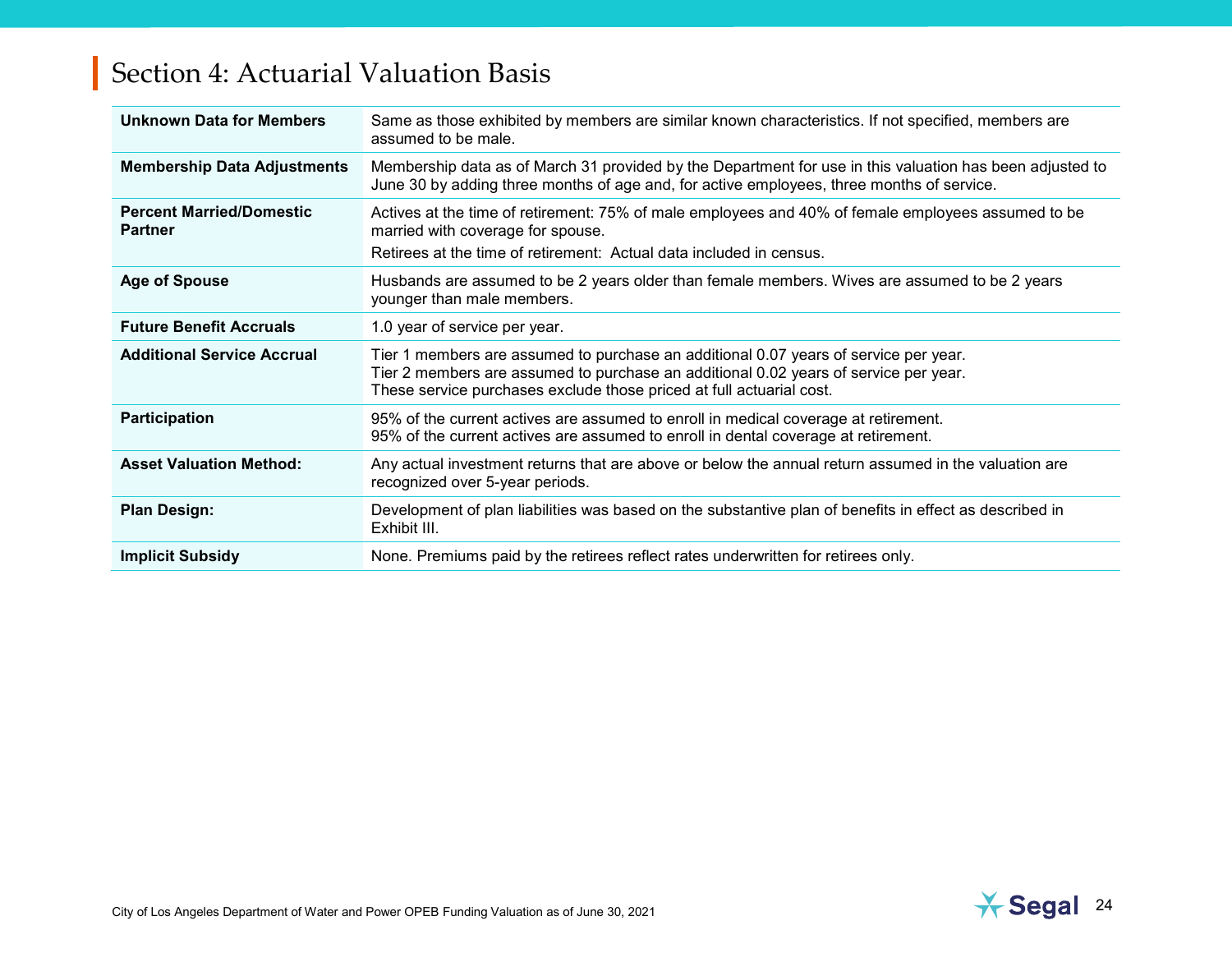# Section 4: Actuarial Valuation Basis

| | |
|---|---|
| **Unknown Data for Members** | Same as those exhibited by members are similar known characteristics. If not specified, members are assumed to be male. |
| **Membership Data Adjustments** | Membership data as of March 31 provided by the Department for use in this valuation has been adjusted to June 30 by adding three months of age and, for active employees, three months of service. |
| **Percent Married/Domestic Partner** | Actives at the time of retirement: 75% of male employees and 40% of female employees assumed to be married with coverage for spouse.<br>Retirees at the time of retirement: Actual data included in census. |
| **Age of Spouse** | Husbands are assumed to be 2 years older than female members. Wives are assumed to be 2 years younger than male members. |
| **Future Benefit Accruals** | 1.0 year of service per year. |
| **Additional Service Accrual** | Tier 1 members are assumed to purchase an additional 0.07 years of service per year.<br>Tier 2 members are assumed to purchase an additional 0.02 years of service per year.<br>These service purchases exclude those priced at full actuarial cost. |
| **Participation** | 95% of the current actives are assumed to enroll in medical coverage at retirement.<br>95% of the current actives are assumed to enroll in dental coverage at retirement. |
| **Asset Valuation Method:** | Any actual investment returns that are above or below the annual return assumed in the valuation are recognized over 5-year periods. |
| **Plan Design:** | Development of plan liabilities was based on the substantive plan of benefits in effect as described in Exhibit III. |
| **Implicit Subsidy** | None. Premiums paid by the retirees reflect rates underwritten for retirees only. |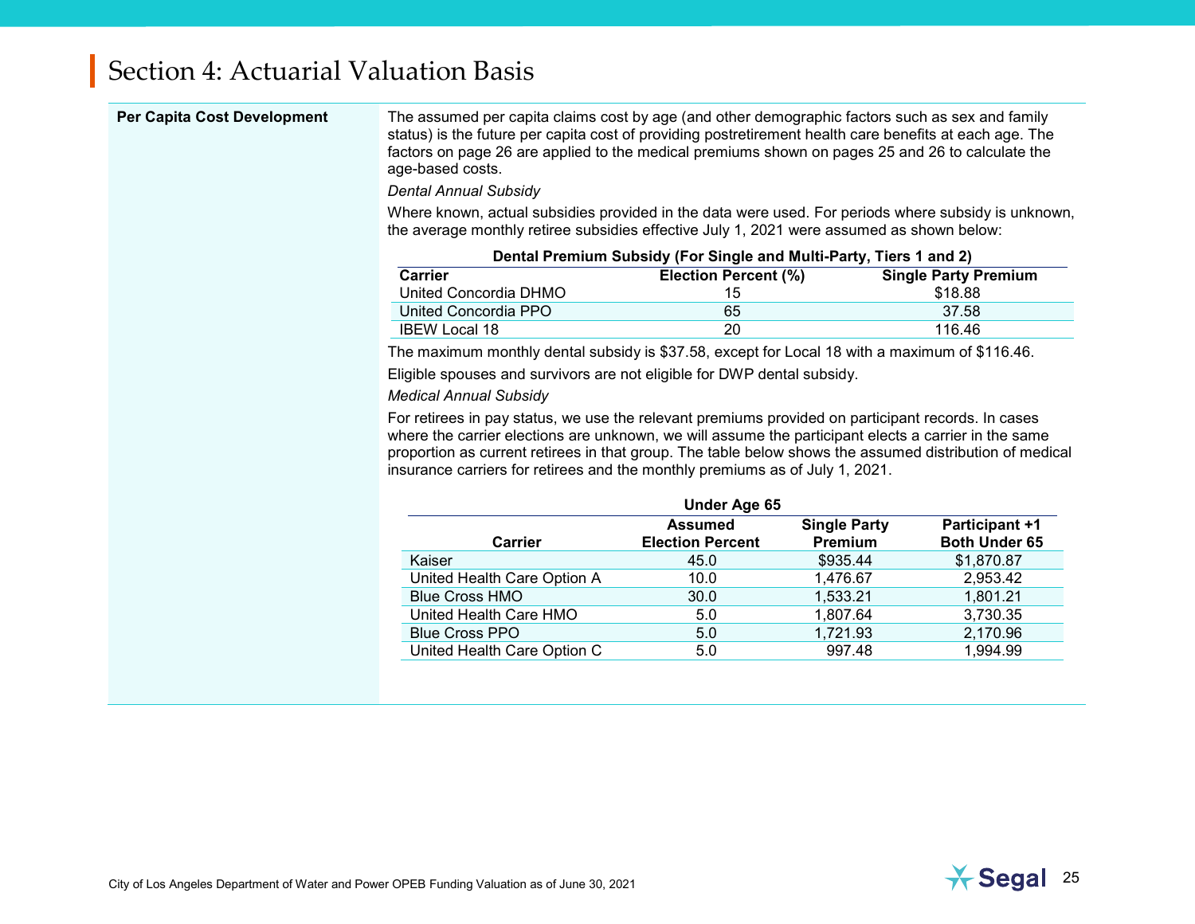# Section 4: Actuarial Valuation Basis

**Per Capita Cost Development**

The assumed per capita claims cost by age (and other demographic factors such as sex and family status) is the future per capita cost of providing postretirement health care benefits at each age. The factors on page 26 are applied to the medical premiums shown on pages 25 and 26 to calculate the age-based costs.

*Dental Annual Subsidy*

Where known, actual subsidies provided in the data were used. For periods where subsidy is unknown, the average monthly retiree subsidies effective July 1, 2021 were assumed as shown below:

**Dental Premium Subsidy (For Single and Multi-Party, Tiers 1 and 2)**

| Carrier | Election Percent (%) | Single Party Premium |
|---|---|---|
| United Concordia DHMO | 15 | $18.88 |
| United Concordia PPO | 65 | 37.58 |
| IBEW Local 18 | 20 | 116.46 |

The maximum monthly dental subsidy is $37.58, except for Local 18 with a maximum of $116.46.

Eligible spouses and survivors are not eligible for DWP dental subsidy.

*Medical Annual Subsidy*

For retirees in pay status, we use the relevant premiums provided on participant records. In cases where the carrier elections are unknown, we will assume the participant elects a carrier in the same proportion as current retirees in that group. The table below shows the assumed distribution of medical insurance carriers for retirees and the monthly premiums as of July 1, 2021.

**Under Age 65**

| Carrier | Assumed Election Percent | Single Party Premium | Participant +1 Both Under 65 |
|---|---|---|---|
| Kaiser | 45.0 | $935.44 | $1,870.87 |
| United Health Care Option A | 10.0 | 1,476.67 | 2,953.42 |
| Blue Cross HMO | 30.0 | 1,533.21 | 1,801.21 |
| United Health Care HMO | 5.0 | 1,807.64 | 3,730.35 |
| Blue Cross PPO | 5.0 | 1,721.93 | 2,170.96 |
| United Health Care Option C | 5.0 | 997.48 | 1,994.99 |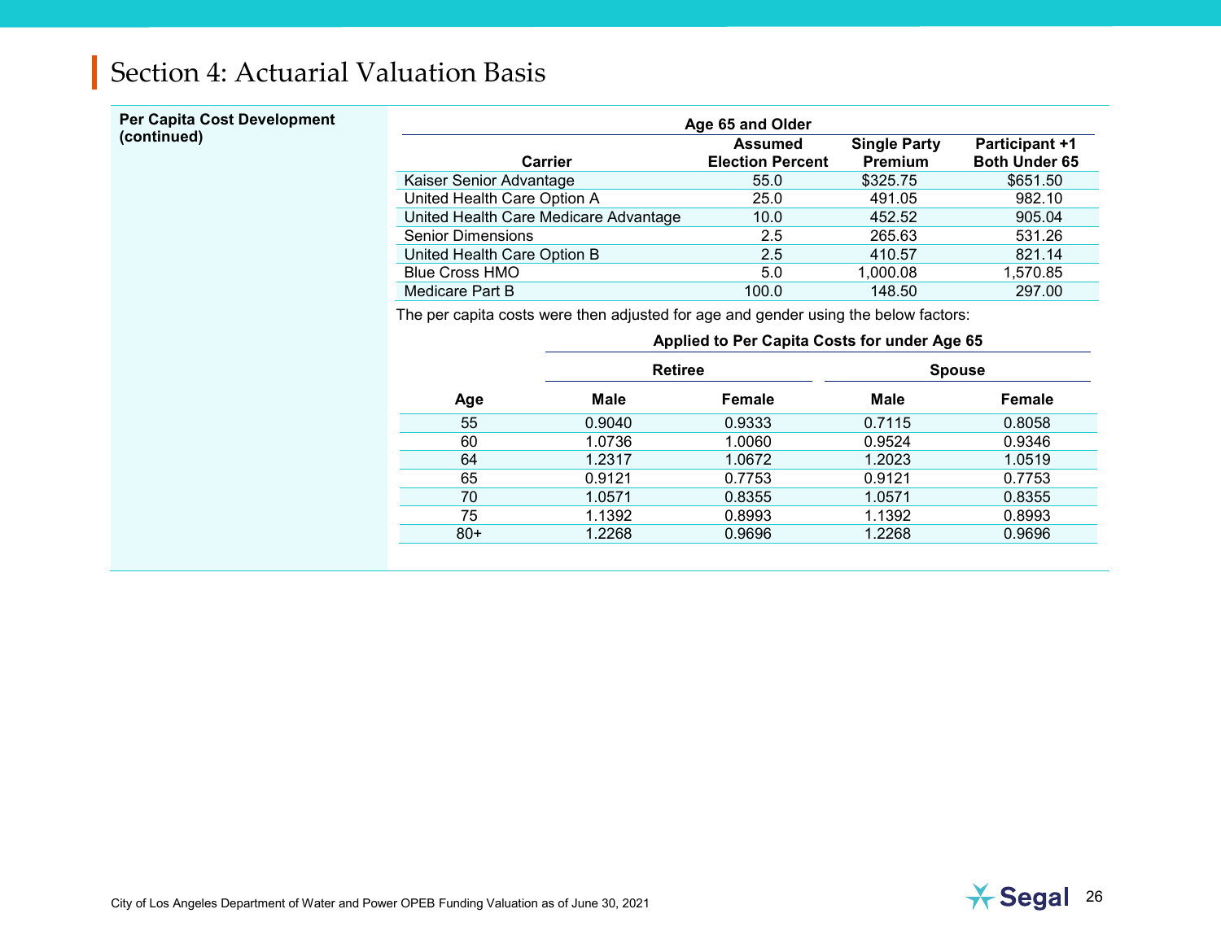# Section 4: Actuarial Valuation Basis

**Per Capita Cost Development (continued)**

| Age 65 and Older | | | |
|---|---|---|---|
| **Carrier** | **Assumed Election Percent** | **Single Party Premium** | **Participant +1 Both Under 65** |
| Kaiser Senior Advantage | 55.0 | $325.75 | $651.50 |
| United Health Care Option A | 25.0 | 491.05 | 982.10 |
| United Health Care Medicare Advantage | 10.0 | 452.52 | 905.04 |
| Senior Dimensions | 2.5 | 265.63 | 531.26 |
| United Health Care Option B | 2.5 | 410.57 | 821.14 |
| Blue Cross HMO | 5.0 | 1,000.08 | 1,570.85 |
| Medicare Part B | 100.0 | 148.50 | 297.00 |

The per capita costs were then adjusted for age and gender using the below factors:

| | Applied to Per Capita Costs for under Age 65 | | | |
|---|---|---|---|---|
| | Retiree | | Spouse | |
| **Age** | **Male** | **Female** | **Male** | **Female** |
| 55 | 0.9040 | 0.9333 | 0.7115 | 0.8058 |
| 60 | 1.0736 | 1.0060 | 0.9524 | 0.9346 |
| 64 | 1.2317 | 1.0672 | 1.2023 | 1.0519 |
| 65 | 0.9121 | 0.7753 | 0.9121 | 0.7753 |
| 70 | 1.0571 | 0.8355 | 1.0571 | 0.8355 |
| 75 | 1.1392 | 0.8993 | 1.1392 | 0.8993 |
| 80+ | 1.2268 | 0.9696 | 1.2268 | 0.9696 |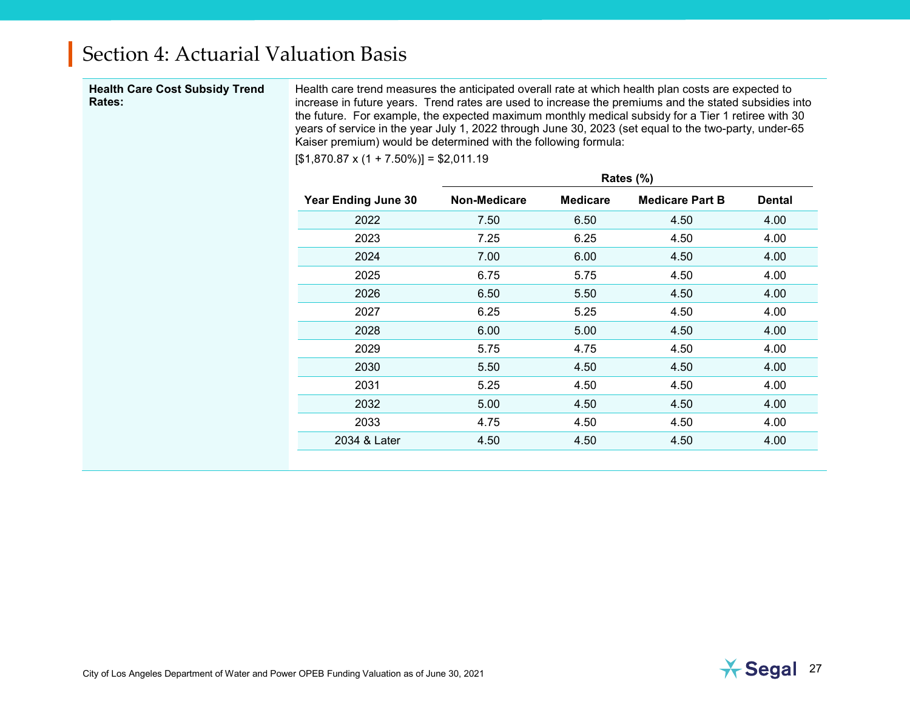# Section 4: Actuarial Valuation Basis

**Health Care Cost Subsidy Trend Rates:**

Health care trend measures the anticipated overall rate at which health plan costs are expected to increase in future years. Trend rates are used to increase the premiums and the stated subsidies into the future. For example, the expected maximum monthly medical subsidy for a Tier 1 retiree with 30 years of service in the year July 1, 2022 through June 30, 2023 (set equal to the two-party, under-65 Kaiser premium) would be determined with the following formula:

[$1,870.87 x (1 + 7.50%)] = $2,011.19

| | Rates (%) | | | |
|---|---|---|---|---|
| **Year Ending June 30** | **Non-Medicare** | **Medicare** | **Medicare Part B** | **Dental** |
| 2022 | 7.50 | 6.50 | 4.50 | 4.00 |
| 2023 | 7.25 | 6.25 | 4.50 | 4.00 |
| 2024 | 7.00 | 6.00 | 4.50 | 4.00 |
| 2025 | 6.75 | 5.75 | 4.50 | 4.00 |
| 2026 | 6.50 | 5.50 | 4.50 | 4.00 |
| 2027 | 6.25 | 5.25 | 4.50 | 4.00 |
| 2028 | 6.00 | 5.00 | 4.50 | 4.00 |
| 2029 | 5.75 | 4.75 | 4.50 | 4.00 |
| 2030 | 5.50 | 4.50 | 4.50 | 4.00 |
| 2031 | 5.25 | 4.50 | 4.50 | 4.00 |
| 2032 | 5.00 | 4.50 | 4.50 | 4.00 |
| 2033 | 4.75 | 4.50 | 4.50 | 4.00 |
| 2034 & Later | 4.50 | 4.50 | 4.50 | 4.00 |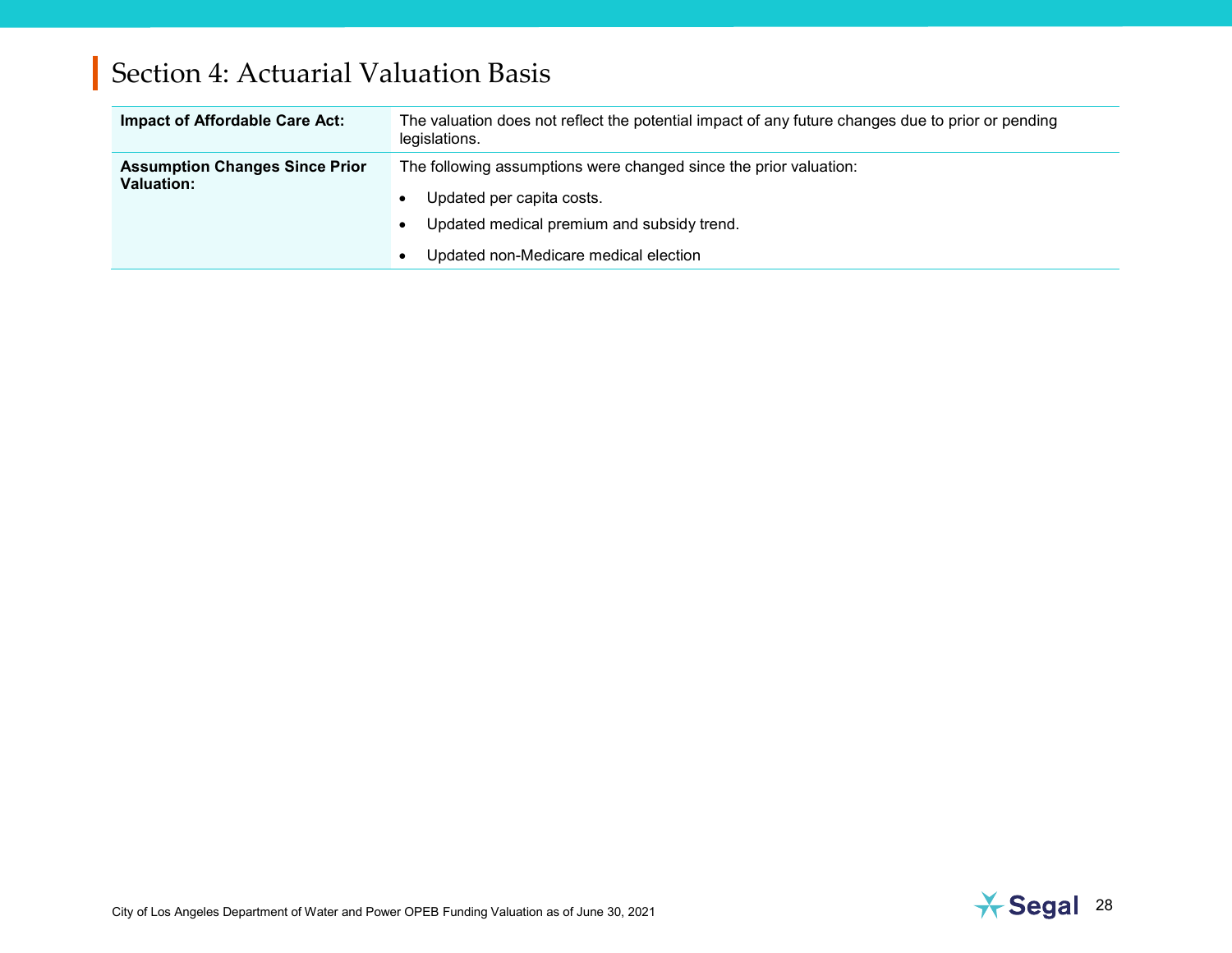# Section 4: Actuarial Valuation Basis

| | |
|---|---|
| **Impact of Affordable Care Act:** | The valuation does not reflect the potential impact of any future changes due to prior or pending legislations. |
| **Assumption Changes Since Prior Valuation:** | The following assumptions were changed since the prior valuation:<br>• Updated per capita costs.<br>• Updated medical premium and subsidy trend.<br>• Updated non-Medicare medical election |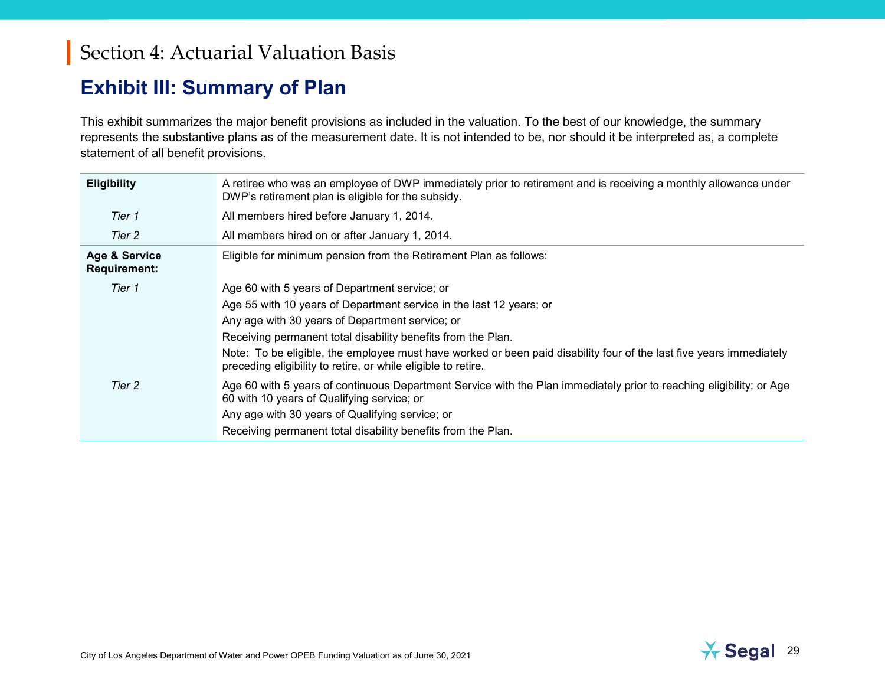# Section 4: Actuarial Valuation Basis

## Exhibit III: Summary of Plan

This exhibit summarizes the major benefit provisions as included in the valuation. To the best of our knowledge, the summary represents the substantive plans as of the measurement date. It is not intended to be, nor should it be interpreted as, a complete statement of all benefit provisions.

| | |
|---|---|
| **Eligibility** | A retiree who was an employee of DWP immediately prior to retirement and is receiving a monthly allowance under DWP's retirement plan is eligible for the subsidy. |
| *Tier 1* | All members hired before January 1, 2014. |
| *Tier 2* | All members hired on or after January 1, 2014. |
| **Age & Service Requirement:** | Eligible for minimum pension from the Retirement Plan as follows: |
| *Tier 1* | Age 60 with 5 years of Department service; or<br>Age 55 with 10 years of Department service in the last 12 years; or<br>Any age with 30 years of Department service; or<br>Receiving permanent total disability benefits from the Plan.<br>Note: To be eligible, the employee must have worked or been paid disability four of the last five years immediately preceding eligibility to retire, or while eligible to retire. |
| *Tier 2* | Age 60 with 5 years of continuous Department Service with the Plan immediately prior to reaching eligibility; or Age 60 with 10 years of Qualifying service; or<br>Any age with 30 years of Qualifying service; or<br>Receiving permanent total disability benefits from the Plan. |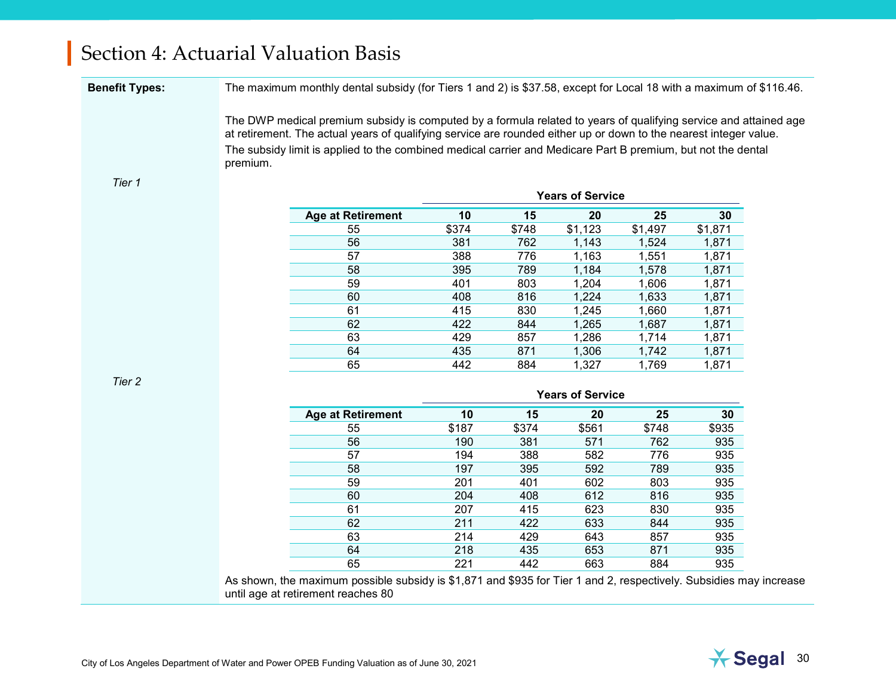# Section 4: Actuarial Valuation Basis

**Benefit Types:**

The maximum monthly dental subsidy (for Tiers 1 and 2) is $37.58, except for Local 18 with a maximum of $116.46.

The DWP medical premium subsidy is computed by a formula related to years of qualifying service and attained age at retirement. The actual years of qualifying service are rounded either up or down to the nearest integer value.

The subsidy limit is applied to the combined medical carrier and Medicare Part B premium, but not the dental premium.

*Tier 1*

| | Years of Service | | | | |
|---|---|---|---|---|---|
| **Age at Retirement** | **10** | **15** | **20** | **25** | **30** |
| 55 | $374 | $748 | $1,123 | $1,497 | $1,871 |
| 56 | 381 | 762 | 1,143 | 1,524 | 1,871 |
| 57 | 388 | 776 | 1,163 | 1,551 | 1,871 |
| 58 | 395 | 789 | 1,184 | 1,578 | 1,871 |
| 59 | 401 | 803 | 1,204 | 1,606 | 1,871 |
| 60 | 408 | 816 | 1,224 | 1,633 | 1,871 |
| 61 | 415 | 830 | 1,245 | 1,660 | 1,871 |
| 62 | 422 | 844 | 1,265 | 1,687 | 1,871 |
| 63 | 429 | 857 | 1,286 | 1,714 | 1,871 |
| 64 | 435 | 871 | 1,306 | 1,742 | 1,871 |
| 65 | 442 | 884 | 1,327 | 1,769 | 1,871 |

*Tier 2*

| | Years of Service | | | | |
|---|---|---|---|---|---|
| **Age at Retirement** | **10** | **15** | **20** | **25** | **30** |
| 55 | $187 | $374 | $561 | $748 | $935 |
| 56 | 190 | 381 | 571 | 762 | 935 |
| 57 | 194 | 388 | 582 | 776 | 935 |
| 58 | 197 | 395 | 592 | 789 | 935 |
| 59 | 201 | 401 | 602 | 803 | 935 |
| 60 | 204 | 408 | 612 | 816 | 935 |
| 61 | 207 | 415 | 623 | 830 | 935 |
| 62 | 211 | 422 | 633 | 844 | 935 |
| 63 | 214 | 429 | 643 | 857 | 935 |
| 64 | 218 | 435 | 653 | 871 | 935 |
| 65 | 221 | 442 | 663 | 884 | 935 |

As shown, the maximum possible subsidy is $1,871 and $935 for Tier 1 and 2, respectively. Subsidies may increase until age at retirement reaches 80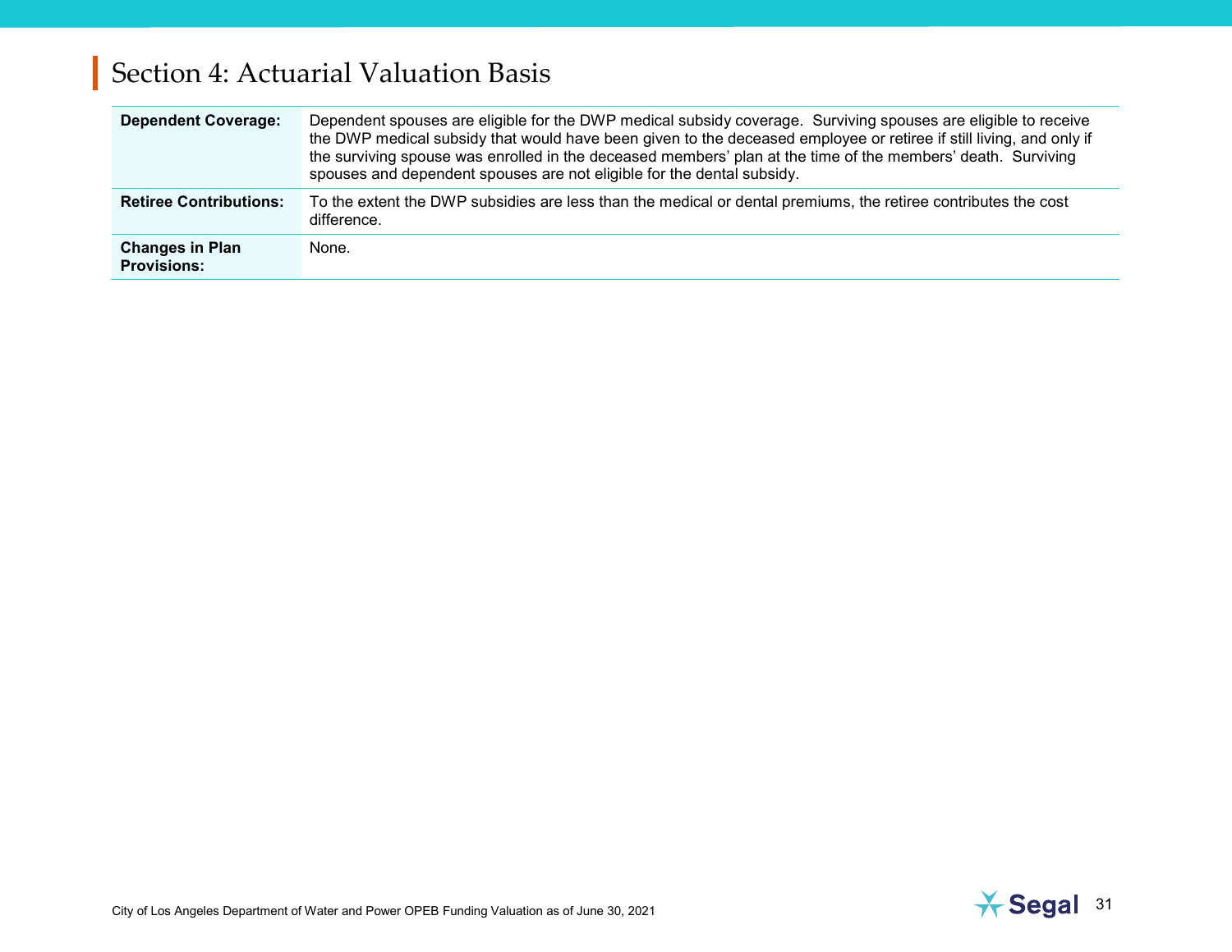# Section 4: Actuarial Valuation Basis

| | |
|---|---|
| **Dependent Coverage:** | Dependent spouses are eligible for the DWP medical subsidy coverage. Surviving spouses are eligible to receive the DWP medical subsidy that would have been given to the deceased employee or retiree if still living, and only if the surviving spouse was enrolled in the deceased members' plan at the time of the members' death. Surviving spouses and dependent spouses are not eligible for the dental subsidy. |
| **Retiree Contributions:** | To the extent the DWP subsidies are less than the medical or dental premiums, the retiree contributes the cost difference. |
| **Changes in Plan Provisions:** | None. |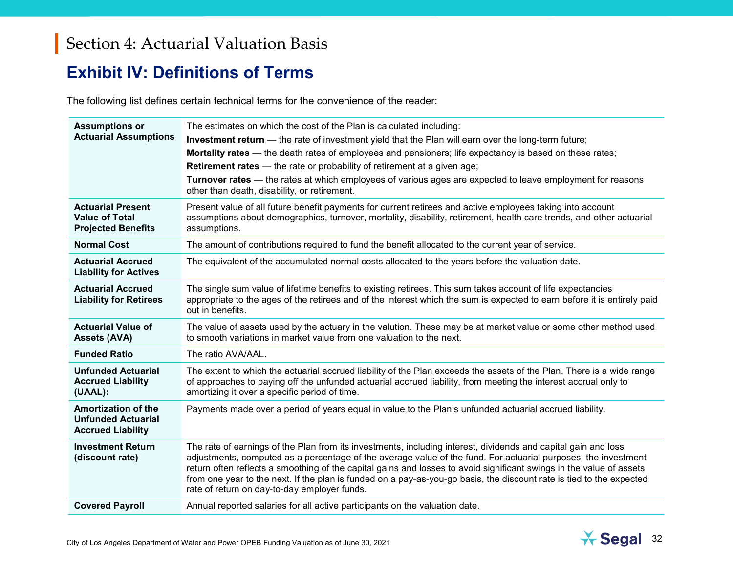# Section 4: Actuarial Valuation Basis

## Exhibit IV: Definitions of Terms

The following list defines certain technical terms for the convenience of the reader:

| Term | Definition |
|---|---|
| **Assumptions or Actuarial Assumptions** | The estimates on which the cost of the Plan is calculated including:<br>**Investment return** — the rate of investment yield that the Plan will earn over the long-term future;<br>**Mortality rates** — the death rates of employees and pensioners; life expectancy is based on these rates;<br>**Retirement rates** — the rate or probability of retirement at a given age;<br>**Turnover rates** — the rates at which employees of various ages are expected to leave employment for reasons other than death, disability, or retirement. |
| **Actuarial Present Value of Total Projected Benefits** | Present value of all future benefit payments for current retirees and active employees taking into account assumptions about demographics, turnover, mortality, disability, retirement, health care trends, and other actuarial assumptions. |
| **Normal Cost** | The amount of contributions required to fund the benefit allocated to the current year of service. |
| **Actuarial Accrued Liability for Actives** | The equivalent of the accumulated normal costs allocated to the years before the valuation date. |
| **Actuarial Accrued Liability for Retirees** | The single sum value of lifetime benefits to existing retirees. This sum takes account of life expectancies appropriate to the ages of the retirees and of the interest which the sum is expected to earn before it is entirely paid out in benefits. |
| **Actuarial Value of Assets (AVA)** | The value of assets used by the actuary in the valution. These may be at market value or some other method used to smooth variations in market value from one valuation to the next. |
| **Funded Ratio** | The ratio AVA/AAL. |
| **Unfunded Actuarial Accrued Liability (UAAL):** | The extent to which the actuarial accrued liability of the Plan exceeds the assets of the Plan. There is a wide range of approaches to paying off the unfunded actuarial accrued liability, from meeting the interest accrual only to amortizing it over a specific period of time. |
| **Amortization of the Unfunded Actuarial Accrued Liability** | Payments made over a period of years equal in value to the Plan's unfunded actuarial accrued liability. |
| **Investment Return (discount rate)** | The rate of earnings of the Plan from its investments, including interest, dividends and capital gain and loss adjustments, computed as a percentage of the average value of the fund. For actuarial purposes, the investment return often reflects a smoothing of the capital gains and losses to avoid significant swings in the value of assets from one year to the next. If the plan is funded on a pay-as-you-go basis, the discount rate is tied to the expected rate of return on day-to-day employer funds. |
| **Covered Payroll** | Annual reported salaries for all active participants on the valuation date. |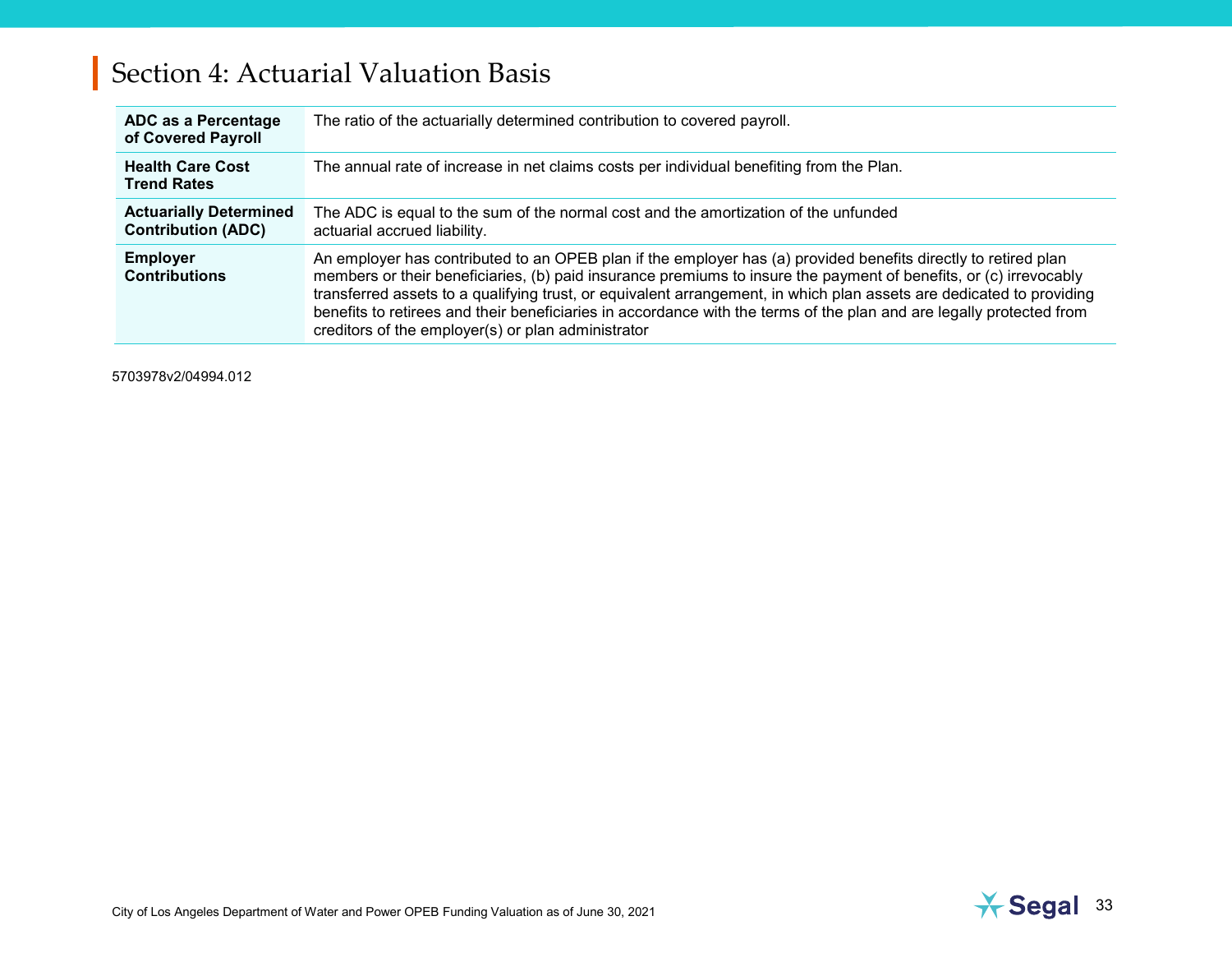# Section 4: Actuarial Valuation Basis

| | |
|---|---|
| **ADC as a Percentage of Covered Payroll** | The ratio of the actuarially determined contribution to covered payroll. |
| **Health Care Cost Trend Rates** | The annual rate of increase in net claims costs per individual benefiting from the Plan. |
| **Actuarially Determined Contribution (ADC)** | The ADC is equal to the sum of the normal cost and the amortization of the unfunded actuarial accrued liability. |
| **Employer Contributions** | An employer has contributed to an OPEB plan if the employer has (a) provided benefits directly to retired plan members or their beneficiaries, (b) paid insurance premiums to insure the payment of benefits, or (c) irrevocably transferred assets to a qualifying trust, or equivalent arrangement, in which plan assets are dedicated to providing benefits to retirees and their beneficiaries in accordance with the terms of the plan and are legally protected from creditors of the employer(s) or plan administrator |

5703978v2/04994.012